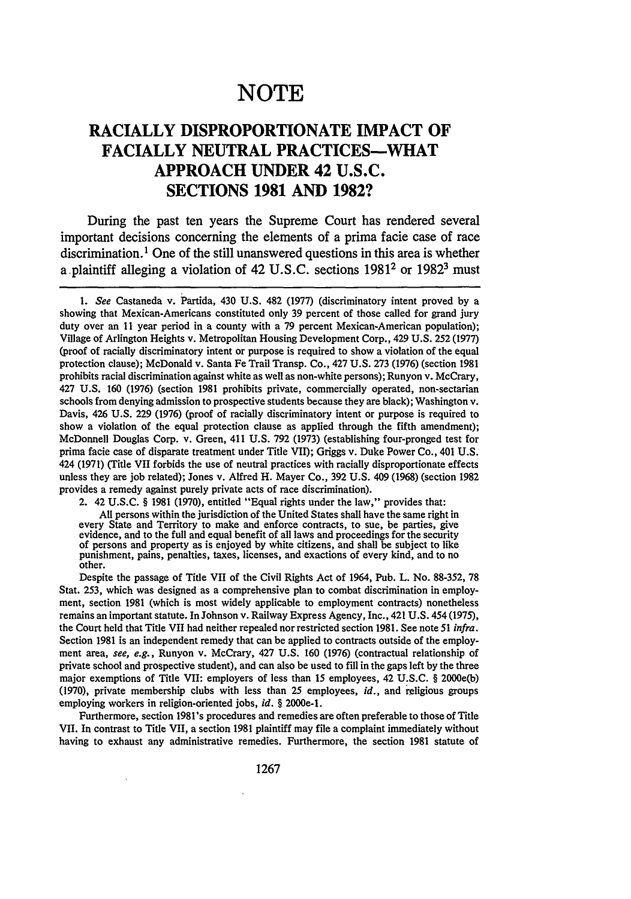# NOTE

## RACIALLY DISPROPORTIONATE IMPACT OF FACIALLY NEUTRAL PRACTICES—WHAT APPROACH UNDER 42 U.S.C. SECTIONS 1981 AND 1982?

During the past ten years the Supreme Court has rendered several important decisions concerning the elements of a prima facie case of race discrimination.[1] One of the still unanswered questions in this area is whether a plaintiff alleging a violation of 42 U.S.C. sections 1981[2] or 1982[3] must

---

1. *See* Castaneda v. Partida, 430 U.S. 482 (1977) (discriminatory intent proved by a showing that Mexican-Americans constituted only 39 percent of those called for grand jury duty over an 11 year period in a county with a 79 percent Mexican-American population); Village of Arlington Heights v. Metropolitan Housing Development Corp., 429 U.S. 252 (1977) (proof of racially discriminatory intent or purpose is required to show a violation of the equal protection clause); McDonald v. Santa Fe Trail Transp. Co., 427 U.S. 273 (1976) (section 1981 prohibits racial discrimination against white as well as non-white persons); Runyon v. McCrary, 427 U.S. 160 (1976) (section 1981 prohibits private, commercially operated, non-sectarian schools from denying admission to prospective students because they are black); Washington v. Davis, 426 U.S. 229 (1976) (proof of racially discriminatory intent or purpose is required to show a violation of the equal protection clause as applied through the fifth amendment); McDonnell Douglas Corp. v. Green, 411 U.S. 792 (1973) (establishing four-pronged test for prima facie case of disparate treatment under Title VII); Griggs v. Duke Power Co., 401 U.S. 424 (1971) (Title VII forbids the use of neutral practices with racially disproportionate effects unless they are job related); Jones v. Alfred H. Mayer Co., 392 U.S. 409 (1968) (section 1982 provides a remedy against purely private acts of race discrimination).

2. 42 U.S.C. § 1981 (1970), entitled "Equal rights under the law," provides that:

> All persons within the jurisdiction of the United States shall have the same right in every State and Territory to make and enforce contracts, to sue, be parties, give evidence, and to the full and equal benefit of all laws and proceedings for the security of persons and property as is enjoyed by white citizens, and shall be subject to like punishment, pains, penalties, taxes, licenses, and exactions of every kind, and to no other.

Despite the passage of Title VII of the Civil Rights Act of 1964, Pub. L. No. 88-352, 78 Stat. 253, which was designed as a comprehensive plan to combat discrimination in employment, section 1981 (which is most widely applicable to employment contracts) nonetheless remains an important statute. In Johnson v. Railway Express Agency, Inc., 421 U.S. 454 (1975), the Court held that Title VII had neither repealed nor restricted section 1981. See note 51 *infra*. Section 1981 is an independent remedy that can be applied to contracts outside of the employment area, *see, e.g.*, Runyon v. McCrary, 427 U.S. 160 (1976) (contractual relationship of private school and prospective student), and can also be used to fill in the gaps left by the three major exemptions of Title VII: employers of less than 15 employees, 42 U.S.C. § 2000e(b) (1970), private membership clubs with less than 25 employees, *id.*, and religious groups employing workers in religion-oriented jobs, *id.* § 2000e-1.

Furthermore, section 1981's procedures and remedies are often preferable to those of Title VII. In contrast to Title VII, a section 1981 plaintiff may file a complaint immediately without having to exhaust any administrative remedies. Furthermore, the section 1981 statute of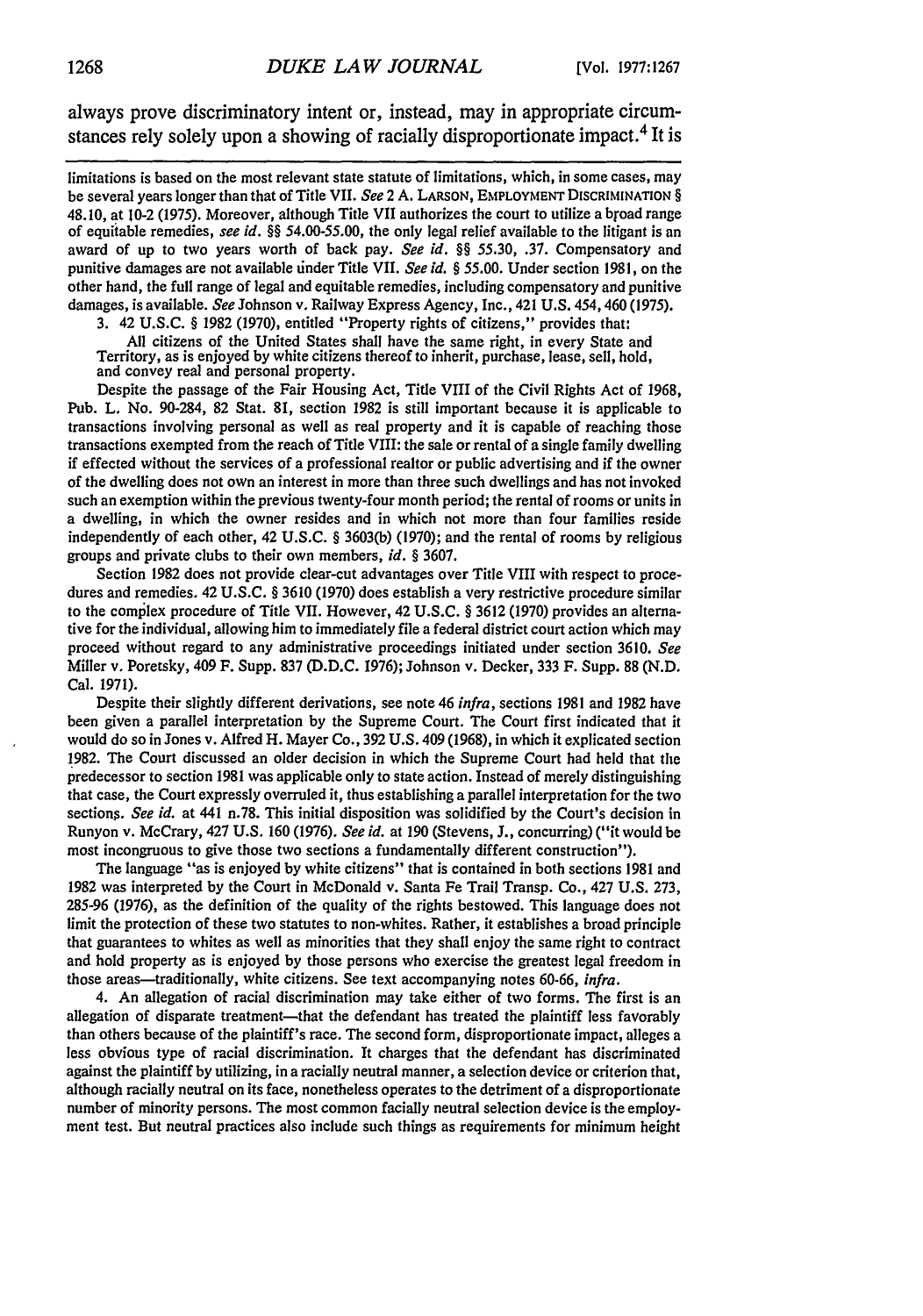always prove discriminatory intent or, instead, may in appropriate circumstances rely solely upon a showing of racially disproportionate impact.[4] It is

---

limitations is based on the most relevant state statute of limitations, which, in some cases, may be several years longer than that of Title VII. *See* 2 A. LARSON, EMPLOYMENT DISCRIMINATION § 48.10, at 10-2 (1975). Moreover, although Title VII authorizes the court to utilize a broad range of equitable remedies, *see id.* §§ 54.00-55.00, the only legal relief available to the litigant is an award of up to two years worth of back pay. *See id.* §§ 55.30, .37. Compensatory and punitive damages are not available under Title VII. *See id.* § 55.00. Under section 1981, on the other hand, the full range of legal and equitable remedies, including compensatory and punitive damages, is available. *See* Johnson v. Railway Express Agency, Inc., 421 U.S. 454, 460 (1975).

3. 42 U.S.C. § 1982 (1970), entitled "Property rights of citizens," provides that:

> All citizens of the United States shall have the same right, in every State and Territory, as is enjoyed by white citizens thereof to inherit, purchase, lease, sell, hold, and convey real and personal property.

Despite the passage of the Fair Housing Act, Title VIII of the Civil Rights Act of 1968, Pub. L. No. 90-284, 82 Stat. 81, section 1982 is still important because it is applicable to transactions involving personal as well as real property and it is capable of reaching those transactions exempted from the reach of Title VIII: the sale or rental of a single family dwelling if effected without the services of a professional realtor or public advertising and if the owner of the dwelling does not own an interest in more than three such dwellings and has not invoked such an exemption within the previous twenty-four month period; the rental of rooms or units in a dwelling, in which the owner resides and in which not more than four families reside independently of each other, 42 U.S.C. § 3603(b) (1970); and the rental of rooms by religious groups and private clubs to their own members, *id.* § 3607.

Section 1982 does not provide clear-cut advantages over Title VIII with respect to procedures and remedies. 42 U.S.C. § 3610 (1970) does establish a very restrictive procedure similar to the complex procedure of Title VII. However, 42 U.S.C. § 3612 (1970) provides an alternative for the individual, allowing him to immediately file a federal district court action which may proceed without regard to any administrative proceedings initiated under section 3610. *See* Miller v. Poretsky, 409 F. Supp. 837 (D.D.C. 1976); Johnson v. Decker, 333 F. Supp. 88 (N.D. Cal. 1971).

Despite their slightly different derivations, see note 46 *infra*, sections 1981 and 1982 have been given a parallel interpretation by the Supreme Court. The Court first indicated that it would do so in Jones v. Alfred H. Mayer Co., 392 U.S. 409 (1968), in which it explicated section 1982. The Court discussed an older decision in which the Supreme Court had held that the predecessor to section 1981 was applicable only to state action. Instead of merely distinguishing that case, the Court expressly overruled it, thus establishing a parallel interpretation for the two sections. *See id.* at 441 n.78. This initial disposition was solidified by the Court's decision in Runyon v. McCrary, 427 U.S. 160 (1976). *See id.* at 190 (Stevens, J., concurring) ("it would be most incongruous to give those two sections a fundamentally different construction").

The language "as is enjoyed by white citizens" that is contained in both sections 1981 and 1982 was interpreted by the Court in McDonald v. Santa Fe Trail Transp. Co., 427 U.S. 273, 285-96 (1976), as the definition of the quality of the rights bestowed. This language does not limit the protection of these two statutes to non-whites. Rather, it establishes a broad principle that guarantees to whites as well as minorities that they shall enjoy the same right to contract and hold property as is enjoyed by those persons who exercise the greatest legal freedom in those areas—traditionally, white citizens. See text accompanying notes 60-66, *infra*.

4. An allegation of racial discrimination may take either of two forms. The first is an allegation of disparate treatment—that the defendant has treated the plaintiff less favorably than others because of the plaintiff's race. The second form, disproportionate impact, alleges a less obvious type of racial discrimination. It charges that the defendant has discriminated against the plaintiff by utilizing, in a racially neutral manner, a selection device or criterion that, although racially neutral on its face, nonetheless operates to the detriment of a disproportionate number of minority persons. The most common facially neutral selection device is the employment test. But neutral practices also include such things as requirements for minimum height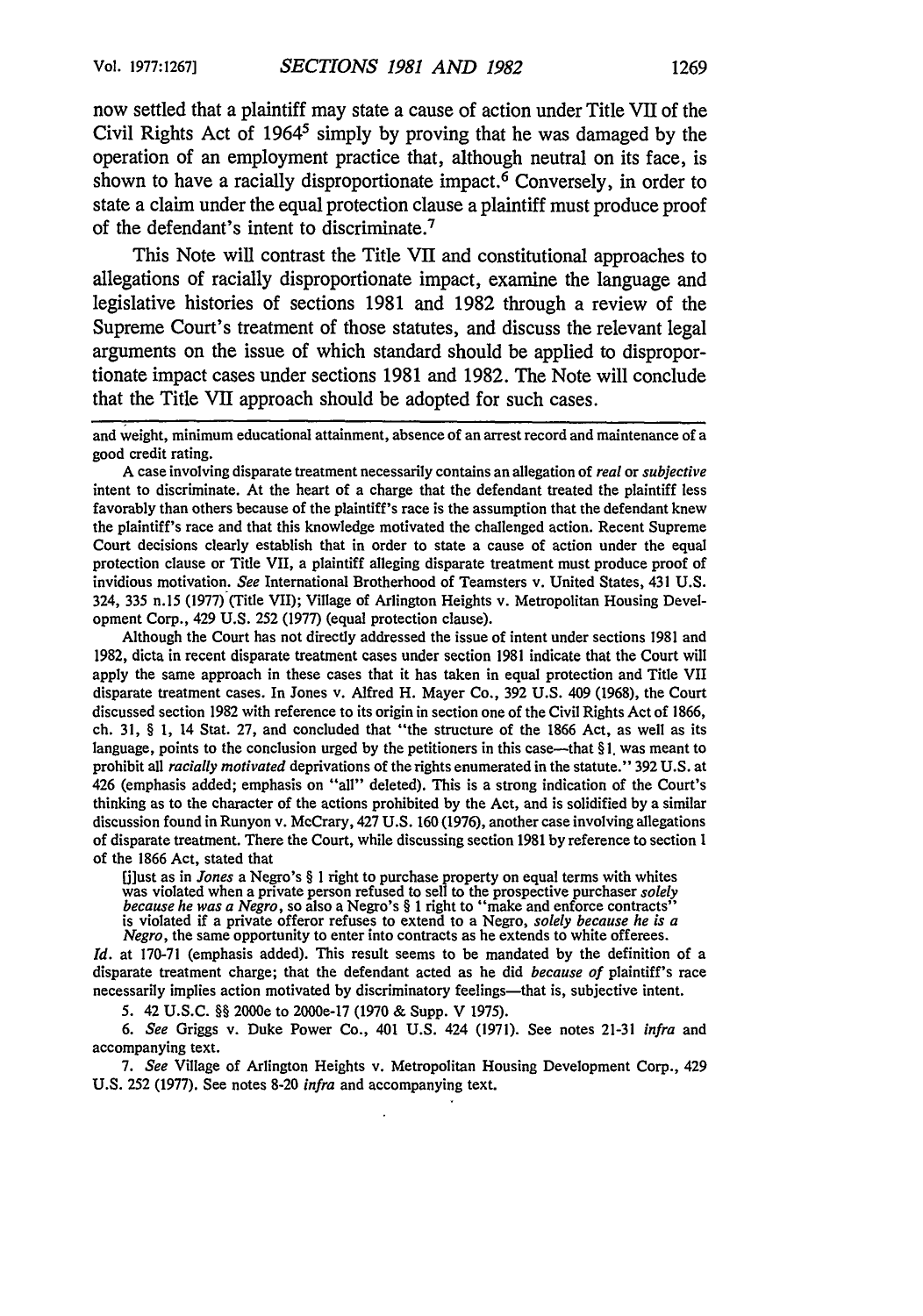now settled that a plaintiff may state a cause of action under Title VII of the Civil Rights Act of 1964[5] simply by proving that he was damaged by the operation of an employment practice that, although neutral on its face, is shown to have a racially disproportionate impact.[6] Conversely, in order to state a claim under the equal protection clause a plaintiff must produce proof of the defendant's intent to discriminate.[7]

This Note will contrast the Title VII and constitutional approaches to allegations of racially disproportionate impact, examine the language and legislative histories of sections 1981 and 1982 through a review of the Supreme Court's treatment of those statutes, and discuss the relevant legal arguments on the issue of which standard should be applied to disproportionate impact cases under sections 1981 and 1982. The Note will conclude that the Title VII approach should be adopted for such cases.

---

and weight, minimum educational attainment, absence of an arrest record and maintenance of a good credit rating.

A case involving disparate treatment necessarily contains an allegation of *real* or *subjective* intent to discriminate. At the heart of a charge that the defendant treated the plaintiff less favorably than others because of the plaintiff's race is the assumption that the defendant knew the plaintiff's race and that this knowledge motivated the challenged action. Recent Supreme Court decisions clearly establish that in order to state a cause of action under the equal protection clause or Title VII, a plaintiff alleging disparate treatment must produce proof of invidious motivation. *See* International Brotherhood of Teamsters v. United States, 431 U.S. 324, 335 n.15 (1977) (Title VII); Village of Arlington Heights v. Metropolitan Housing Development Corp., 429 U.S. 252 (1977) (equal protection clause).

Although the Court has not directly addressed the issue of intent under sections 1981 and 1982, dicta in recent disparate treatment cases under section 1981 indicate that the Court will apply the same approach in these cases that it has taken in equal protection and Title VII disparate treatment cases. In Jones v. Alfred H. Mayer Co., 392 U.S. 409 (1968), the Court discussed section 1982 with reference to its origin in section one of the Civil Rights Act of 1866, ch. 31, § 1, 14 Stat. 27, and concluded that "the structure of the 1866 Act, as well as its language, points to the conclusion urged by the petitioners in this case—that § 1. was meant to prohibit all *racially motivated* deprivations of the rights enumerated in the statute." 392 U.S. at 426 (emphasis added; emphasis on "all" deleted). This is a strong indication of the Court's thinking as to the character of the actions prohibited by the Act, and is solidified by a similar discussion found in Runyon v. McCrary, 427 U.S. 160 (1976), another case involving allegations of disparate treatment. There the Court, while discussing section 1981 by reference to section 1 of the 1866 Act, stated that

> [j]ust as in *Jones* a Negro's § 1 right to purchase property on equal terms with whites was violated when a private person refused to sell to the prospective purchaser *solely because he was a Negro*, so also a Negro's § 1 right to "make and enforce contracts" is violated if a private offeror refuses to extend to a Negro, *solely because he is a Negro*, the same opportunity to enter into contracts as he extends to white offerees.

*Id.* at 170-71 (emphasis added). This result seems to be mandated by the definition of a disparate treatment charge; that the defendant acted as he did *because of* plaintiff's race necessarily implies action motivated by discriminatory feelings—that is, subjective intent.

5. 42 U.S.C. §§ 2000e to 2000e-17 (1970 & Supp. V 1975).

6. *See* Griggs v. Duke Power Co., 401 U.S. 424 (1971). See notes 21-31 *infra* and accompanying text.

7. *See* Village of Arlington Heights v. Metropolitan Housing Development Corp., 429 U.S. 252 (1977). See notes 8-20 *infra* and accompanying text.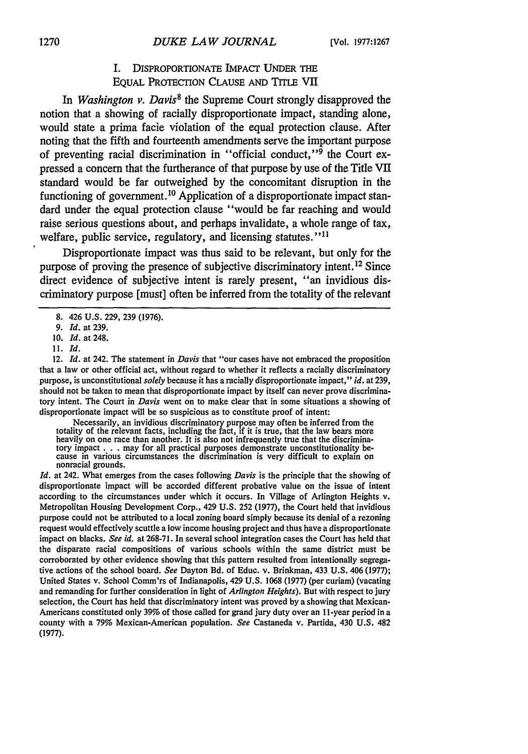## I. Disproportionate Impact Under the Equal Protection Clause and Title VII

In *Washington v. Davis*[8] the Supreme Court strongly disapproved the notion that a showing of racially disproportionate impact, standing alone, would state a prima facie violation of the equal protection clause. After noting that the fifth and fourteenth amendments serve the important purpose of preventing racial discrimination in "official conduct,"[9] the Court expressed a concern that the furtherance of that purpose by use of the Title VII standard would be far outweighed by the concomitant disruption in the functioning of government.[10] Application of a disproportionate impact standard under the equal protection clause "would be far reaching and would raise serious questions about, and perhaps invalidate, a whole range of tax, welfare, public service, regulatory, and licensing statutes."[11]

Disproportionate impact was thus said to be relevant, but only for the purpose of proving the presence of subjective discriminatory intent.[12] Since direct evidence of subjective intent is rarely present, "an invidious discriminatory purpose [must] often be inferred from the totality of the relevant

---

8. 426 U.S. 229, 239 (1976).

9. *Id.* at 239.

10. *Id.* at 248.

11. *Id.*

12. *Id.* at 242. The statement in *Davis* that "our cases have not embraced the proposition that a law or other official act, without regard to whether it reflects a racially discriminatory purpose, is unconstitutional *solely* because it has a racially disproportionate impact," *id.* at 239, should not be taken to mean that disproportionate impact by itself can never prove discriminatory intent. The Court in *Davis* went on to make clear that in some situations a showing of disproportionate impact will be so suspicious as to constitute proof of intent:

> Necessarily, an invidious discriminatory purpose may often be inferred from the totality of the relevant facts, including the fact, if it is true, that the law bears more heavily on one race than another. It is also not infrequently true that the discriminatory impact . . . may for all practical purposes demonstrate unconstitutionality because in various circumstances the discrimination is very difficult to explain on nonracial grounds.

*Id.* at 242. What emerges from the cases following *Davis* is the principle that the showing of disproportionate impact will be accorded different probative value on the issue of intent according to the circumstances under which it occurs. In Village of Arlington Heights v. Metropolitan Housing Development Corp., 429 U.S. 252 (1977), the Court held that invidious purpose could not be attributed to a local zoning board simply because its denial of a rezoning request would effectively scuttle a low income housing project and thus have a disproportionate impact on blacks. *See id.* at 268-71. In several school integration cases the Court has held that the disparate racial compositions of various schools within the same district must be corroborated by other evidence showing that this pattern resulted from intentionally segregative actions of the school board. *See* Dayton Bd. of Educ. v. Brinkman, 433 U.S. 406 (1977); United States v. School Comm'rs of Indianapolis, 429 U.S. 1068 (1977) (per curiam) (vacating and remanding for further consideration in light of *Arlington Heights*). But with respect to jury selection, the Court has held that discriminatory intent was proved by a showing that Mexican-Americans constituted only 39% of those called for grand jury duty over an 11-year period in a county with a 79% Mexican-American population. *See* Castaneda v. Partida, 430 U.S. 482 (1977).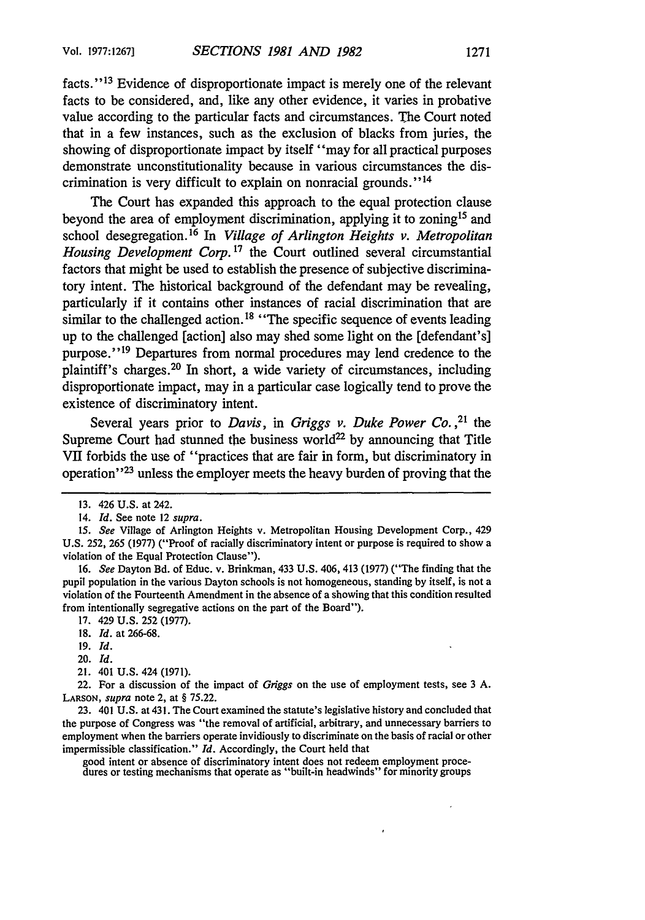facts."[13] Evidence of disproportionate impact is merely one of the relevant facts to be considered, and, like any other evidence, it varies in probative value according to the particular facts and circumstances. The Court noted that in a few instances, such as the exclusion of blacks from juries, the showing of disproportionate impact by itself "may for all practical purposes demonstrate unconstitutionality because in various circumstances the discrimination is very difficult to explain on nonracial grounds."[14]

The Court has expanded this approach to the equal protection clause beyond the area of employment discrimination, applying it to zoning[15] and school desegregation.[16] In *Village of Arlington Heights v. Metropolitan Housing Development Corp.*[17] the Court outlined several circumstantial factors that might be used to establish the presence of subjective discriminatory intent. The historical background of the defendant may be revealing, particularly if it contains other instances of racial discrimination that are similar to the challenged action.[18] "The specific sequence of events leading up to the challenged [action] also may shed some light on the [defendant's] purpose."[19] Departures from normal procedures may lend credence to the plaintiff's charges.[20] In short, a wide variety of circumstances, including disproportionate impact, may in a particular case logically tend to prove the existence of discriminatory intent.

Several years prior to *Davis*, in *Griggs v. Duke Power Co.*,[21] the Supreme Court had stunned the business world[22] by announcing that Title VII forbids the use of "practices that are fair in form, but discriminatory in operation"[23] unless the employer meets the heavy burden of proving that the

---

13. 426 U.S. at 242.

14. *Id.* See note 12 *supra*.

15. *See* Village of Arlington Heights v. Metropolitan Housing Development Corp., 429 U.S. 252, 265 (1977) ("Proof of racially discriminatory intent or purpose is required to show a violation of the Equal Protection Clause").

16. *See* Dayton Bd. of Educ. v. Brinkman, 433 U.S. 406, 413 (1977) ("The finding that the pupil population in the various Dayton schools is not homogeneous, standing by itself, is not a violation of the Fourteenth Amendment in the absence of a showing that this condition resulted from intentionally segregative actions on the part of the Board").

17. 429 U.S. 252 (1977).

18. *Id.* at 266-68.

19. *Id.*

20. *Id.*

21. 401 U.S. 424 (1971).

22. For a discussion of the impact of *Griggs* on the use of employment tests, see 3 A. LARSON, *supra* note 2, at § 75.22.

23. 401 U.S. at 431. The Court examined the statute's legislative history and concluded that the purpose of Congress was "the removal of artificial, arbitrary, and unnecessary barriers to employment when the barriers operate invidiously to discriminate on the basis of racial or other impermissible classification." *Id.* Accordingly, the Court held that

> good intent or absence of discriminatory intent does not redeem employment procedures or testing mechanisms that operate as "built-in headwinds" for minority groups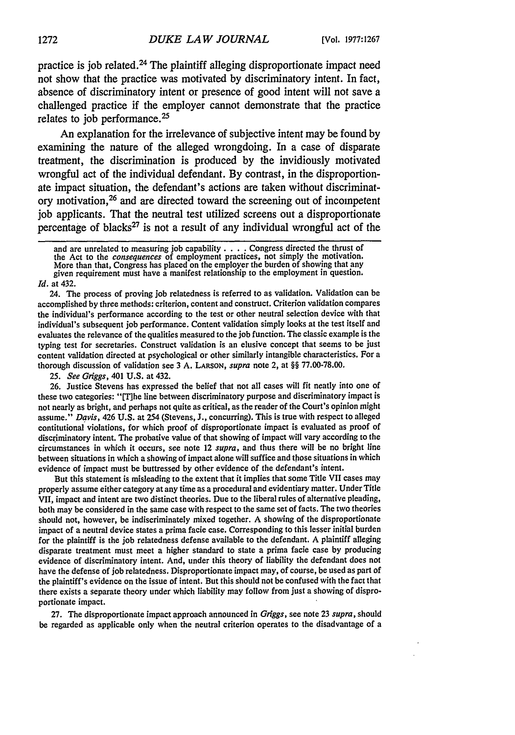practice is job related.[24] The plaintiff alleging disproportionate impact need not show that the practice was motivated by discriminatory intent. In fact, absence of discriminatory intent or presence of good intent will not save a challenged practice if the employer cannot demonstrate that the practice relates to job performance.[25]

An explanation for the irrelevance of subjective intent may be found by examining the nature of the alleged wrongdoing. In a case of disparate treatment, the discrimination is produced by the invidiously motivated wrongful act of the individual defendant. By contrast, in the disproportionate impact situation, the defendant's actions are taken without discriminatory motivation,[26] and are directed toward the screening out of incompetent job applicants. That the neutral test utilized screens out a disproportionate percentage of blacks[27] is not a result of any individual wrongful act of the

---

and are unrelated to measuring job capability . . . . Congress directed the thrust of the Act to the *consequences* of employment practices, not simply the motivation. More than that, Congress has placed on the employer the burden of showing that any given requirement must have a manifest relationship to the employment in question.

*Id.* at 432.

24. The process of proving job relatedness is referred to as validation. Validation can be accomplished by three methods: criterion, content and construct. Criterion validation compares the individual's performance according to the test or other neutral selection device with that individual's subsequent job performance. Content validation simply looks at the test itself and evaluates the relevance of the qualities measured to the job function. The classic example is the typing test for secretaries. Construct validation is an elusive concept that seems to be just content validation directed at psychological or other similarly intangible characteristics. For a thorough discussion of validation see 3 A. LARSON, *supra* note 2, at §§ 77.00-78.00.

25. *See Griggs*, 401 U.S. at 432.

26. Justice Stevens has expressed the belief that not all cases will fit neatly into one of these two categories: "[T]he line between discriminatory purpose and discriminatory impact is not nearly as bright, and perhaps not quite as critical, as the reader of the Court's opinion might assume." *Davis*, 426 U.S. at 254 (Stevens, J., concurring). This is true with respect to alleged contitutional violations, for which proof of disproportionate impact is evaluated as proof of discriminatory intent. The probative value of that showing of impact will vary according to the circumstances in which it occurs, see note 12 *supra*, and thus there will be no bright line between situations in which a showing of impact alone will suffice and those situations in which evidence of impact must be buttressed by other evidence of the defendant's intent.

But this statement is misleading to the extent that it implies that some Title VII cases may properly assume either category at any time as a procedural and evidentiary matter. Under Title VII, impact and intent are two distinct theories. Due to the liberal rules of alternative pleading, both may be considered in the same case with respect to the same set of facts. The two theories should not, however, be indiscriminately mixed together. A showing of the disproportionate impact of a neutral device states a prima facie case. Corresponding to this lesser initial burden for the plaintiff is the job relatedness defense available to the defendant. A plaintiff alleging disparate treatment must meet a higher standard to state a prima facie case by producing evidence of discriminatory intent. And, under this theory of liability the defendant does not have the defense of job relatedness. Disproportionate impact may, of course, be used as part of the plaintiff's evidence on the issue of intent. But this should not be confused with the fact that there exists a separate theory under which liability may follow from just a showing of disproportionate impact.

27. The disproportionate impact approach announced in *Griggs*, see note 23 *supra*, should be regarded as applicable only when the neutral criterion operates to the disadvantage of a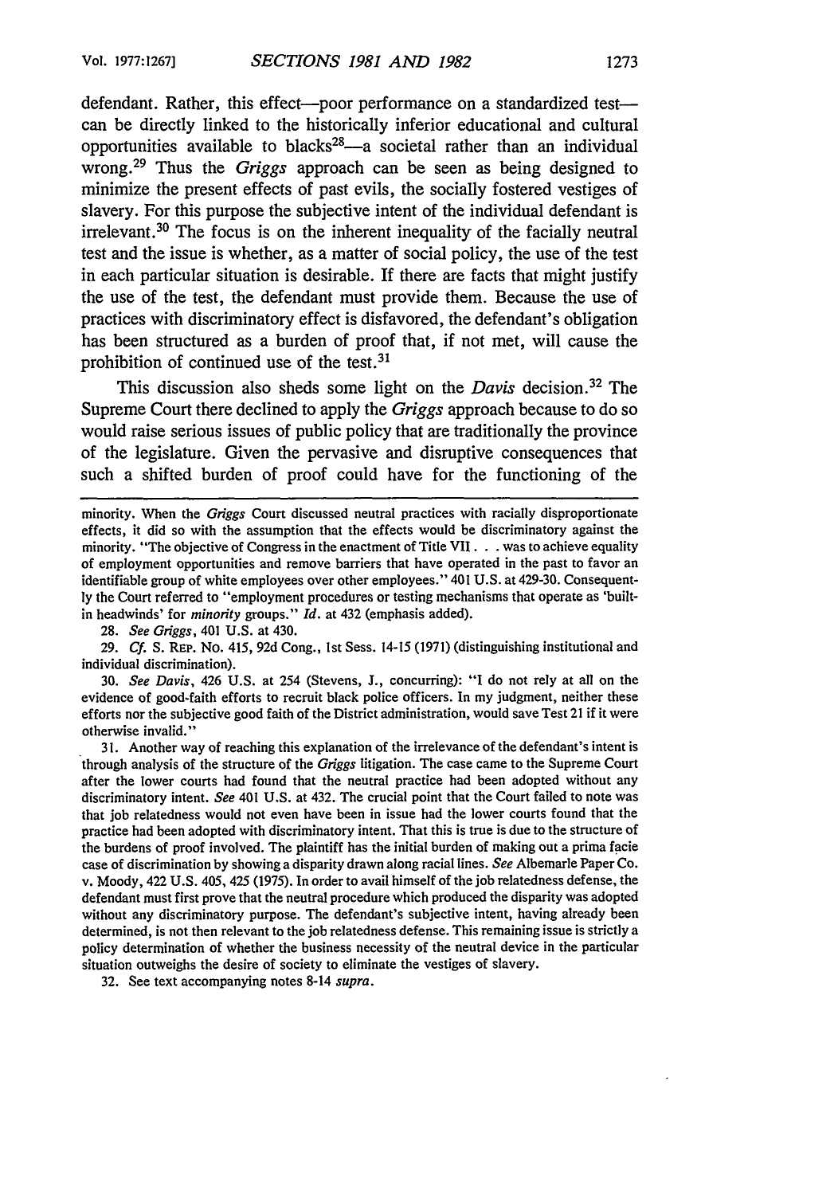defendant. Rather, this effect—poor performance on a standardized test—can be directly linked to the historically inferior educational and cultural opportunities available to blacks[28]—a societal rather than an individual wrong.[29] Thus the *Griggs* approach can be seen as being designed to minimize the present effects of past evils, the socially fostered vestiges of slavery. For this purpose the subjective intent of the individual defendant is irrelevant.[30] The focus is on the inherent inequality of the facially neutral test and the issue is whether, as a matter of social policy, the use of the test in each particular situation is desirable. If there are facts that might justify the use of the test, the defendant must provide them. Because the use of practices with discriminatory effect is disfavored, the defendant's obligation has been structured as a burden of proof that, if not met, will cause the prohibition of continued use of the test.[31]

This discussion also sheds some light on the *Davis* decision.[32] The Supreme Court there declined to apply the *Griggs* approach because to do so would raise serious issues of public policy that are traditionally the province of the legislature. Given the pervasive and disruptive consequences that such a shifted burden of proof could have for the functioning of the

---

minority. When the *Griggs* Court discussed neutral practices with racially disproportionate effects, it did so with the assumption that the effects would be discriminatory against the minority. "The objective of Congress in the enactment of Title VII . . . was to achieve equality of employment opportunities and remove barriers that have operated in the past to favor an identifiable group of white employees over other employees." 401 U.S. at 429-30. Consequently the Court referred to "employment procedures or testing mechanisms that operate as 'built-in headwinds' for *minority* groups." *Id.* at 432 (emphasis added).

28. *See Griggs*, 401 U.S. at 430.

29. *Cf.* S. REP. NO. 415, 92d Cong., 1st Sess. 14-15 (1971) (distinguishing institutional and individual discrimination).

30. *See Davis*, 426 U.S. at 254 (Stevens, J., concurring): "I do not rely at all on the evidence of good-faith efforts to recruit black police officers. In my judgment, neither these efforts nor the subjective good faith of the District administration, would save Test 21 if it were otherwise invalid."

31. Another way of reaching this explanation of the irrelevance of the defendant's intent is through analysis of the structure of the *Griggs* litigation. The case came to the Supreme Court after the lower courts had found that the neutral practice had been adopted without any discriminatory intent. *See* 401 U.S. at 432. The crucial point that the Court failed to note was that job relatedness would not even have been in issue had the lower courts found that the practice had been adopted with discriminatory intent. That this is true is due to the structure of the burdens of proof involved. The plaintiff has the initial burden of making out a prima facie case of discrimination by showing a disparity drawn along racial lines. *See* Albemarle Paper Co. v. Moody, 422 U.S. 405, 425 (1975). In order to avail himself of the job relatedness defense, the defendant must first prove that the neutral procedure which produced the disparity was adopted without any discriminatory purpose. The defendant's subjective intent, having already been determined, is not then relevant to the job relatedness defense. This remaining issue is strictly a policy determination of whether the business necessity of the neutral device in the particular situation outweighs the desire of society to eliminate the vestiges of slavery.

32. See text accompanying notes 8-14 *supra*.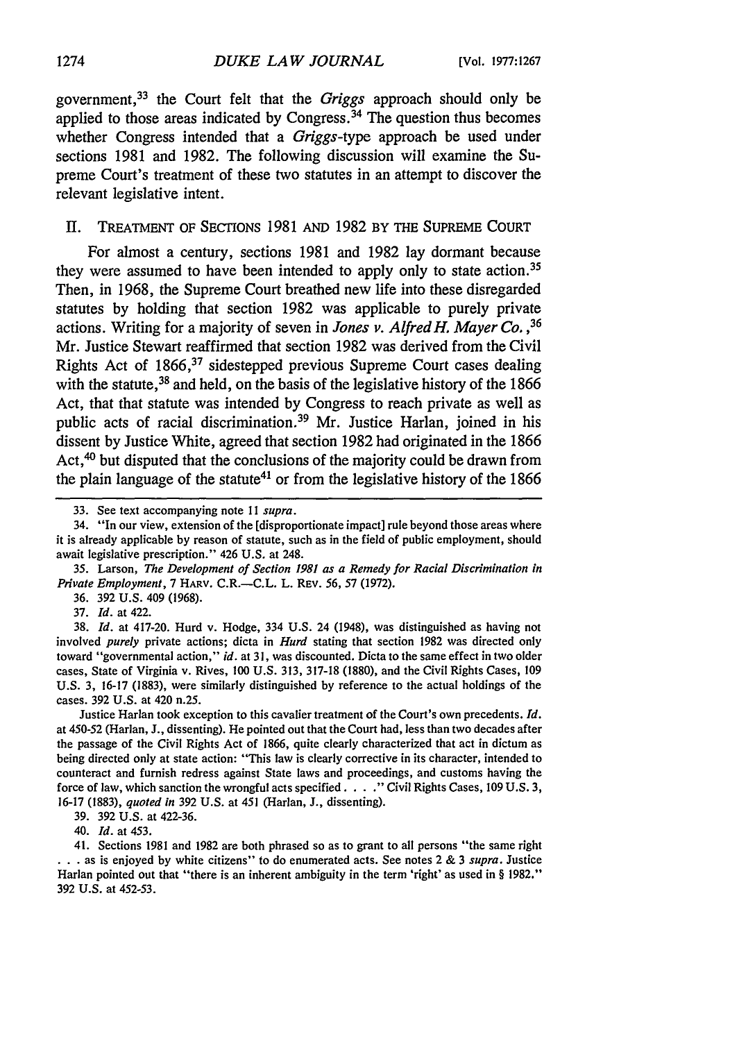government,[33] the Court felt that the *Griggs* approach should only be applied to those areas indicated by Congress.[34] The question thus becomes whether Congress intended that a *Griggs*-type approach be used under sections 1981 and 1982. The following discussion will examine the Supreme Court's treatment of these two statutes in an attempt to discover the relevant legislative intent.

## II. TREATMENT OF SECTIONS 1981 AND 1982 BY THE SUPREME COURT

For almost a century, sections 1981 and 1982 lay dormant because they were assumed to have been intended to apply only to state action.[35] Then, in 1968, the Supreme Court breathed new life into these disregarded statutes by holding that section 1982 was applicable to purely private actions. Writing for a majority of seven in *Jones v. Alfred H. Mayer Co.*,[36] Mr. Justice Stewart reaffirmed that section 1982 was derived from the Civil Rights Act of 1866,[37] sidestepped previous Supreme Court cases dealing with the statute,[38] and held, on the basis of the legislative history of the 1866 Act, that that statute was intended by Congress to reach private as well as public acts of racial discrimination.[39] Mr. Justice Harlan, joined in his dissent by Justice White, agreed that section 1982 had originated in the 1866 Act,[40] but disputed that the conclusions of the majority could be drawn from the plain language of the statute[41] or from the legislative history of the 1866

---

33. See text accompanying note 11 *supra*.

34. "In our view, extension of the [disproportionate impact] rule beyond those areas where it is already applicable by reason of statute, such as in the field of public employment, should await legislative prescription." 426 U.S. at 248.

35. Larson, *The Development of Section 1981 as a Remedy for Racial Discrimination in Private Employment*, 7 HARV. C.R.—C.L. L. REV. 56, 57 (1972).

36. 392 U.S. 409 (1968).

37. *Id.* at 422.

38. *Id.* at 417-20. Hurd v. Hodge, 334 U.S. 24 (1948), was distinguished as having not involved *purely* private actions; dicta in *Hurd* stating that section 1982 was directed only toward "governmental action," *id.* at 31, was discounted. Dicta to the same effect in two older cases, State of Virginia v. Rives, 100 U.S. 313, 317-18 (1880), and the Civil Rights Cases, 109 U.S. 3, 16-17 (1883), were similarly distinguished by reference to the actual holdings of the cases. 392 U.S. at 420 n.25.

Justice Harlan took exception to this cavalier treatment of the Court's own precedents. *Id.* at 450-52 (Harlan, J., dissenting). He pointed out that the Court had, less than two decades after the passage of the Civil Rights Act of 1866, quite clearly characterized that act in dictum as being directed only at state action: "This law is clearly corrective in its character, intended to counteract and furnish redress against State laws and proceedings, and customs having the force of law, which sanction the wrongful acts specified . . . ." Civil Rights Cases, 109 U.S. 3, 16-17 (1883), *quoted in* 392 U.S. at 451 (Harlan, J., dissenting).

39. 392 U.S. at 422-36.

40. *Id.* at 453.

41. Sections 1981 and 1982 are both phrased so as to grant to all persons "the same right . . . as is enjoyed by white citizens" to do enumerated acts. See notes 2 & 3 *supra*. Justice Harlan pointed out that "there is an inherent ambiguity in the term 'right' as used in § 1982." 392 U.S. at 452-53.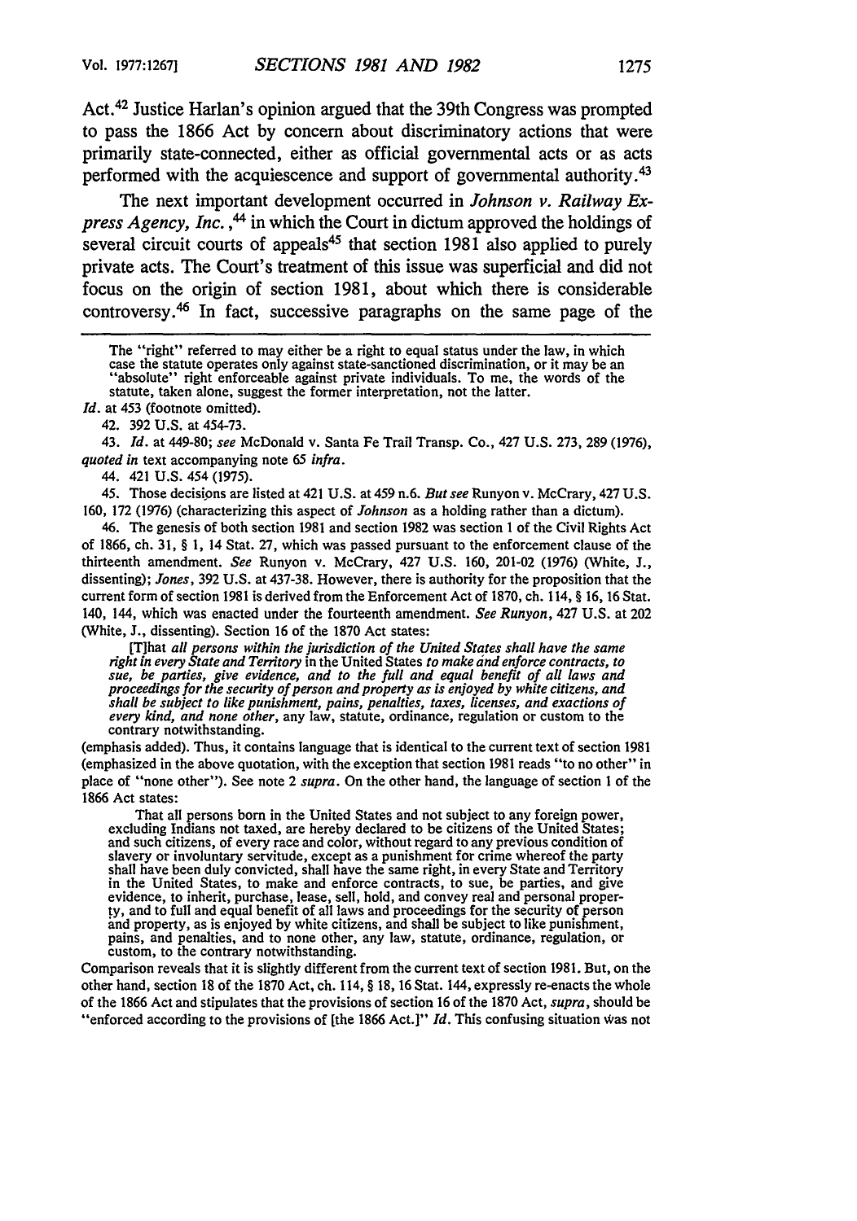Act.[42] Justice Harlan's opinion argued that the 39th Congress was prompted to pass the 1866 Act by concern about discriminatory actions that were primarily state-connected, either as official governmental acts or as acts performed with the acquiescence and support of governmental authority.[43]

The next important development occurred in *Johnson v. Railway Express Agency, Inc.*,[44] in which the Court in dictum approved the holdings of several circuit courts of appeals[45] that section 1981 also applied to purely private acts. The Court's treatment of this issue was superficial and did not focus on the origin of section 1981, about which there is considerable controversy.[46] In fact, successive paragraphs on the same page of the

---

The "right" referred to may either be a right to equal status under the law, in which case the statute operates only against state-sanctioned discrimination, or it may be an "absolute" right enforceable against private individuals. To me, the words of the statute, taken alone, suggest the former interpretation, not the latter.

*Id.* at 453 (footnote omitted).

42. 392 U.S. at 454-73.

43. *Id.* at 449-80; *see* McDonald v. Santa Fe Trail Transp. Co., 427 U.S. 273, 289 (1976), *quoted in* text accompanying note 65 *infra*.

44. 421 U.S. 454 (1975).

45. Those decisions are listed at 421 U.S. at 459 n.6. *But see* Runyon v. McCrary, 427 U.S. 160, 172 (1976) (characterizing this aspect of *Johnson* as a holding rather than a dictum).

46. The genesis of both section 1981 and section 1982 was section 1 of the Civil Rights Act of 1866, ch. 31, § 1, 14 Stat. 27, which was passed pursuant to the enforcement clause of the thirteenth amendment. *See* Runyon v. McCrary, 427 U.S. 160, 201-02 (1976) (White, J., dissenting); *Jones*, 392 U.S. at 437-38. However, there is authority for the proposition that the current form of section 1981 is derived from the Enforcement Act of 1870, ch. 114, § 16, 16 Stat. 140, 144, which was enacted under the fourteenth amendment. *See Runyon*, 427 U.S. at 202 (White, J., dissenting). Section 16 of the 1870 Act states:

> [T]hat *all persons within the jurisdiction of the United States shall have the same right in every State and Territory* in the United States *to make and enforce contracts, to sue, be parties, give evidence, and to the full and equal benefit of all laws and proceedings for the security of person and property as is enjoyed by white citizens, and shall be subject to like punishment, pains, penalties, taxes, licenses, and exactions of every kind, and none other*, any law, statute, ordinance, regulation or custom to the contrary notwithstanding.

(emphasis added). Thus, it contains language that is identical to the current text of section 1981 (emphasized in the above quotation, with the exception that section 1981 reads "to no other" in place of "none other"). See note 2 *supra*. On the other hand, the language of section 1 of the 1866 Act states:

> That all persons born in the United States and not subject to any foreign power, excluding Indians not taxed, are hereby declared to be citizens of the United States; and such citizens, of every race and color, without regard to any previous condition of slavery or involuntary servitude, except as a punishment for crime whereof the party shall have been duly convicted, shall have the same right, in every State and Territory in the United States, to make and enforce contracts, to sue, be parties, and give evidence, to inherit, purchase, lease, sell, hold, and convey real and personal property, and to full and equal benefit of all laws and proceedings for the security of person and property, as is enjoyed by white citizens, and shall be subject to like punishment, pains, and penalties, and to none other, any law, statute, ordinance, regulation, or custom, to the contrary notwithstanding.

Comparison reveals that it is slightly different from the current text of section 1981. But, on the other hand, section 18 of the 1870 Act, ch. 114, § 18, 16 Stat. 144, expressly re-enacts the whole of the 1866 Act and stipulates that the provisions of section 16 of the 1870 Act, *supra*, should be "enforced according to the provisions of [the 1866 Act.]" *Id.* This confusing situation was not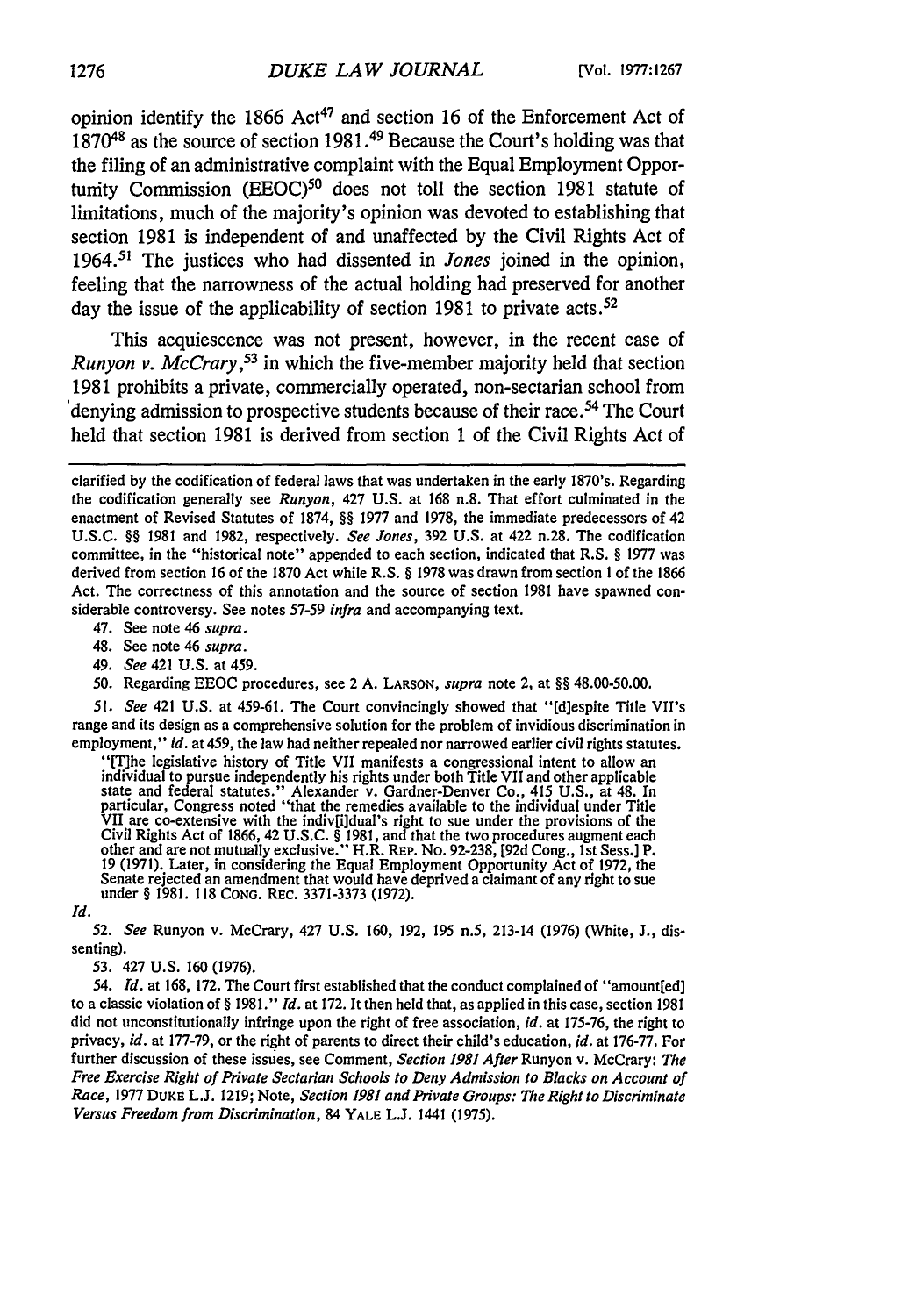opinion identify the 1866 Act[47] and section 16 of the Enforcement Act of 1870[48] as the source of section 1981.[49] Because the Court's holding was that the filing of an administrative complaint with the Equal Employment Opportunity Commission (EEOC)[50] does not toll the section 1981 statute of limitations, much of the majority's opinion was devoted to establishing that section 1981 is independent of and unaffected by the Civil Rights Act of 1964.[51] The justices who had dissented in *Jones* joined in the opinion, feeling that the narrowness of the actual holding had preserved for another day the issue of the applicability of section 1981 to private acts.[52]

This acquiescence was not present, however, in the recent case of *Runyon v. McCrary*,[53] in which the five-member majority held that section 1981 prohibits a private, commercially operated, non-sectarian school from denying admission to prospective students because of their race.[54] The Court held that section 1981 is derived from section 1 of the Civil Rights Act of

---

clarified by the codification of federal laws that was undertaken in the early 1870's. Regarding the codification generally see *Runyon*, 427 U.S. at 168 n.8. That effort culminated in the enactment of Revised Statutes of 1874, §§ 1977 and 1978, the immediate predecessors of 42 U.S.C. §§ 1981 and 1982, respectively. *See Jones*, 392 U.S. at 422 n.28. The codification committee, in the "historical note" appended to each section, indicated that R.S. § 1977 was derived from section 16 of the 1870 Act while R.S. § 1978 was drawn from section 1 of the 1866 Act. The correctness of this annotation and the source of section 1981 have spawned considerable controversy. See notes 57-59 *infra* and accompanying text.

47. See note 46 *supra*.

48. See note 46 *supra*.

49. *See* 421 U.S. at 459.

50. Regarding EEOC procedures, see 2 A. LARSON, *supra* note 2, at §§ 48.00-50.00.

51. *See* 421 U.S. at 459-61. The Court convincingly showed that "[d]espite Title VII's range and its design as a comprehensive solution for the problem of invidious discrimination in employment," *id.* at 459, the law had neither repealed nor narrowed earlier civil rights statutes.

> "[T]he legislative history of Title VII manifests a congressional intent to allow an individual to pursue independently his rights under both Title VII and other applicable state and federal statutes." Alexander v. Gardner-Denver Co., 415 U.S., at 48. In particular, Congress noted "that the remedies available to the individual under Title VII are co-extensive with the indiv[i]dual's right to sue under the provisions of the Civil Rights Act of 1866, 42 U.S.C. § 1981, and that the two procedures augment each other and are not mutually exclusive." H.R. REP. No. 92-238, [92d Cong., 1st Sess.] P. 19 (1971). Later, in considering the Equal Employment Opportunity Act of 1972, the Senate rejected an amendment that would have deprived a claimant of any right to sue under § 1981. 118 CONG. REC. 3371-3373 (1972).

*Id.*

52. *See* Runyon v. McCrary, 427 U.S. 160, 192, 195 n.5, 213-14 (1976) (White, J., dissenting).

53. 427 U.S. 160 (1976).

54. *Id.* at 168, 172. The Court first established that the conduct complained of "amount[ed] to a classic violation of § 1981." *Id.* at 172. It then held that, as applied in this case, section 1981 did not unconstitutionally infringe upon the right of free association, *id.* at 175-76, the right to privacy, *id.* at 177-79, or the right of parents to direct their child's education, *id.* at 176-77. For further discussion of these issues, see Comment, *Section 1981 After* Runyon v. McCrary: *The Free Exercise Right of Private Sectarian Schools to Deny Admission to Blacks on Account of Race*, 1977 DUKE L.J. 1219; Note, *Section 1981 and Private Groups: The Right to Discriminate Versus Freedom from Discrimination*, 84 YALE L.J. 1441 (1975).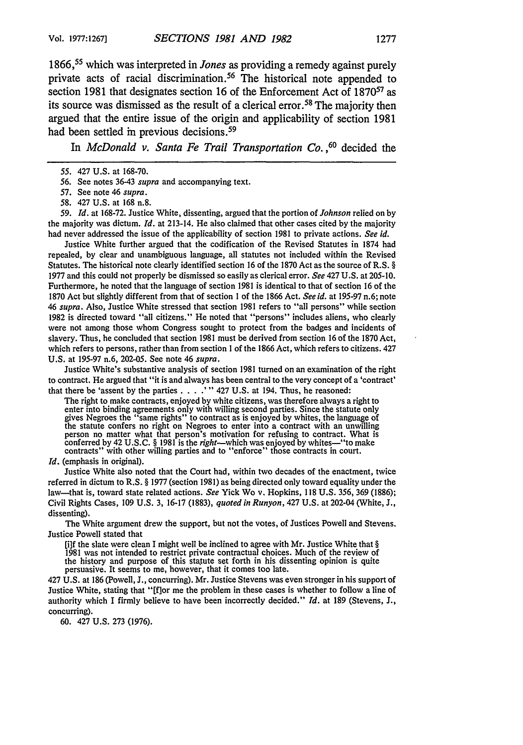1866,[55] which was interpreted in *Jones* as providing a remedy against purely private acts of racial discrimination.[56] The historical note appended to section 1981 that designates section 16 of the Enforcement Act of 1870[57] as its source was dismissed as the result of a clerical error.[58] The majority then argued that the entire issue of the origin and applicability of section 1981 had been settled in previous decisions.[59]

In *McDonald v. Santa Fe Trail Transportation Co.*,[60] decided the

---

55. 427 U.S. at 168-70.

56. See notes 36-43 *supra* and accompanying text.

57. See note 46 *supra*.

58. 427 U.S. at 168 n.8.

59. *Id.* at 168-72. Justice White, dissenting, argued that the portion of *Johnson* relied on by the majority was dictum. *Id.* at 213-14. He also claimed that other cases cited by the majority had never addressed the issue of the applicability of section 1981 to private actions. *See id.*

Justice White further argued that the codification of the Revised Statutes in 1874 had repealed, by clear and unambiguous language, all statutes not included within the Revised Statutes. The historical note clearly identified section 16 of the 1870 Act as the source of R.S. § 1977 and this could not properly be dismissed so easily as clerical error. *See* 427 U.S. at 205-10. Furthermore, he noted that the language of section 1981 is identical to that of section 16 of the 1870 Act but slightly different from that of section 1 of the 1866 Act. *See id.* at 195-97 n.6; note 46 *supra*. Also, Justice White stressed that section 1981 refers to "all persons" while section 1982 is directed toward "all citizens." He noted that "persons" includes aliens, who clearly were not among those whom Congress sought to protect from the badges and incidents of slavery. Thus, he concluded that section 1981 must be derived from section 16 of the 1870 Act, which refers to persons, rather than from section 1 of the 1866 Act, which refers to citizens. 427 U.S. at 195-97 n.6, 202-05. See note 46 *supra*.

Justice White's substantive analysis of section 1981 turned on an examination of the right to contract. He argued that "it is and always has been central to the very concept of a 'contract' that there be 'assent by the parties . . . .'" 427 U.S. at 194. Thus, he reasoned:

> The right to make contracts, enjoyed by white citizens, was therefore always a right to enter into binding agreements only with willing second parties. Since the statute only gives Negroes the "same rights" to contract as is enjoyed by whites, the language of the statute confers no right on Negroes to enter into a contract with an unwilling person no matter what that person's motivation for refusing to contract. What is conferred by 42 U.S.C. § 1981 is the *right*—which was enjoyed by whites—"to make contracts" with other willing parties and to "enforce" those contracts in court.

*Id.* (emphasis in original).

Justice White also noted that the Court had, within two decades of the enactment, twice referred in dictum to R.S. § 1977 (section 1981) as being directed only toward equality under the law—that is, toward state related actions. *See* Yick Wo v. Hopkins, 118 U.S. 356, 369 (1886); Civil Rights Cases, 109 U.S. 3, 16-17 (1883), *quoted in Runyon*, 427 U.S. at 202-04 (White, J., dissenting).

The White argument drew the support, but not the votes, of Justices Powell and Stevens. Justice Powell stated that

> [i]f the slate were clean I might well be inclined to agree with Mr. Justice White that § 1981 was not intended to restrict private contractual choices. Much of the review of the history and purpose of this statute set forth in his dissenting opinion is quite persuasive. It seems to me, however, that it comes too late.

427 U.S. at 186 (Powell, J., concurring). Mr. Justice Stevens was even stronger in his support of Justice White, stating that "[f]or me the problem in these cases is whether to follow a line of authority which I firmly believe to have been incorrectly decided." *Id.* at 189 (Stevens, J., concurring).

60. 427 U.S. 273 (1976).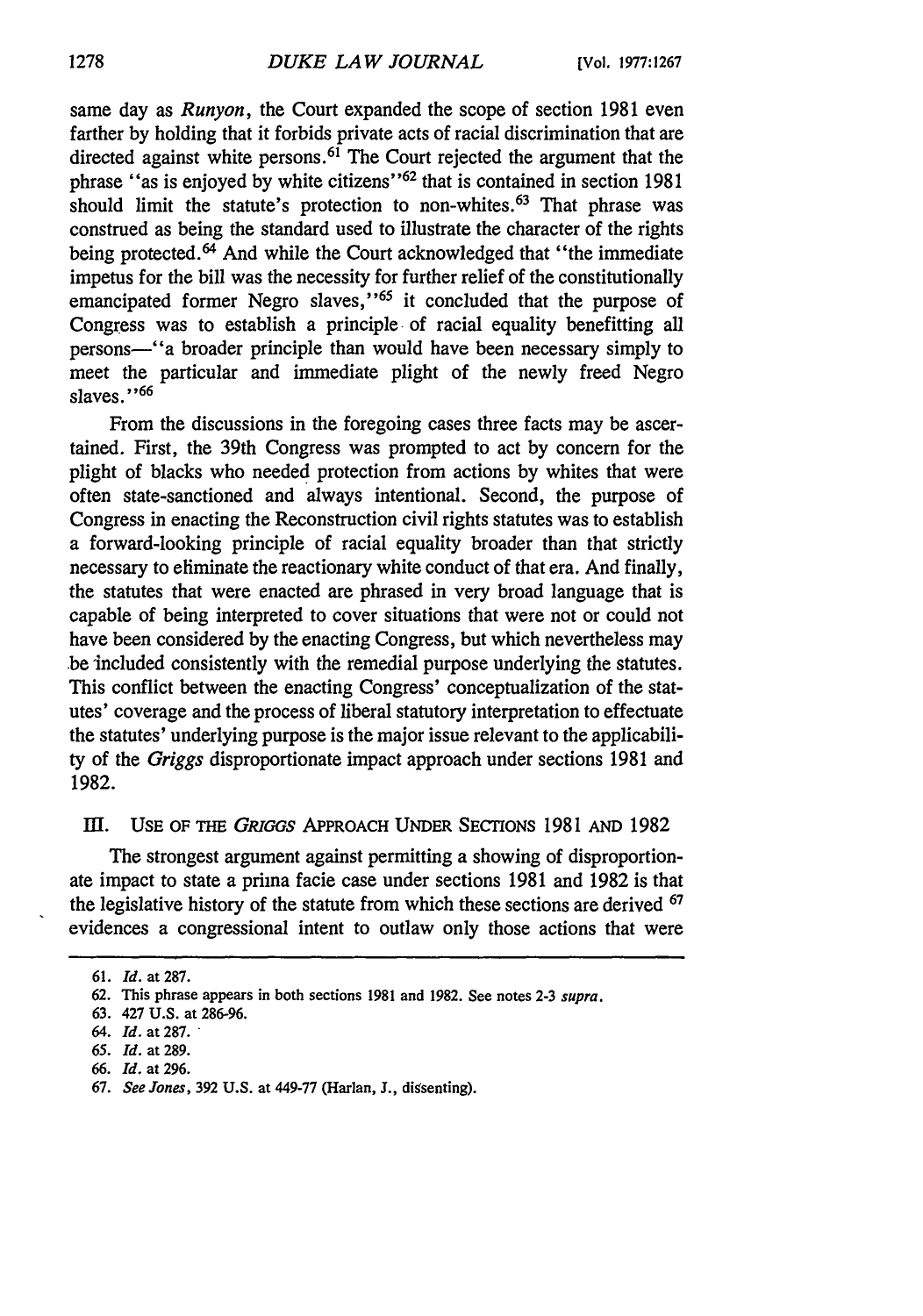same day as *Runyon*, the Court expanded the scope of section 1981 even farther by holding that it forbids private acts of racial discrimination that are directed against white persons.[61] The Court rejected the argument that the phrase "as is enjoyed by white citizens"[62] that is contained in section 1981 should limit the statute's protection to non-whites.[63] That phrase was construed as being the standard used to illustrate the character of the rights being protected.[64] And while the Court acknowledged that "the immediate impetus for the bill was the necessity for further relief of the constitutionally emancipated former Negro slaves,"[65] it concluded that the purpose of Congress was to establish a principle of racial equality benefitting all persons—"a broader principle than would have been necessary simply to meet the particular and immediate plight of the newly freed Negro slaves."[66]

From the discussions in the foregoing cases three facts may be ascertained. First, the 39th Congress was prompted to act by concern for the plight of blacks who needed protection from actions by whites that were often state-sanctioned and always intentional. Second, the purpose of Congress in enacting the Reconstruction civil rights statutes was to establish a forward-looking principle of racial equality broader than that strictly necessary to eliminate the reactionary white conduct of that era. And finally, the statutes that were enacted are phrased in very broad language that is capable of being interpreted to cover situations that were not or could not have been considered by the enacting Congress, but which nevertheless may be included consistently with the remedial purpose underlying the statutes. This conflict between the enacting Congress' conceptualization of the statutes' coverage and the process of liberal statutory interpretation to effectuate the statutes' underlying purpose is the major issue relevant to the applicability of the *Griggs* disproportionate impact approach under sections 1981 and 1982.

## III. Use of the *Griggs* Approach Under Sections 1981 and 1982

The strongest argument against permitting a showing of disproportionate impact to state a prima facie case under sections 1981 and 1982 is that the legislative history of the statute from which these sections are derived [67] evidences a congressional intent to outlaw only those actions that were

---

61. *Id.* at 287.
62. This phrase appears in both sections 1981 and 1982. See notes 2-3 *supra*.
63. 427 U.S. at 286-96.
64. *Id.* at 287.
65. *Id.* at 289.
66. *Id.* at 296.
67. *See Jones*, 392 U.S. at 449-77 (Harlan, J., dissenting).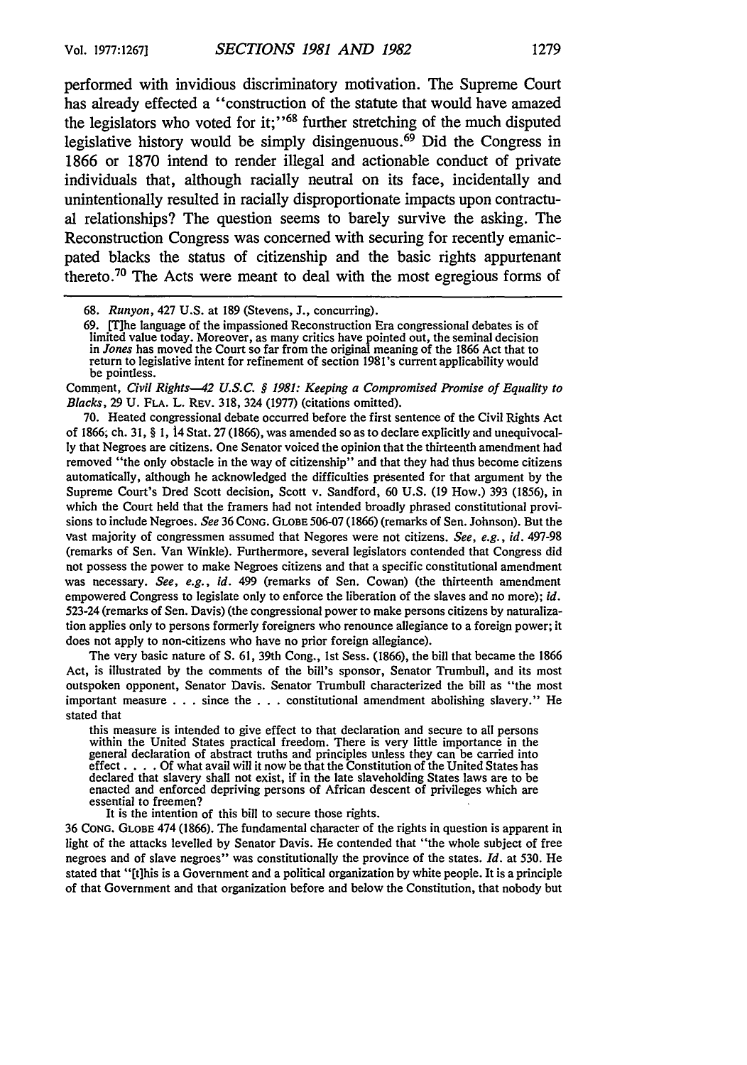performed with invidious discriminatory motivation. The Supreme Court has already effected a "construction of the statute that would have amazed the legislators who voted for it;"[68] further stretching of the much disputed legislative history would be simply disingenuous.[69] Did the Congress in 1866 or 1870 intend to render illegal and actionable conduct of private individuals that, although racially neutral on its face, incidentally and unintentionally resulted in racially disproportionate impacts upon contractual relationships? The question seems to barely survive the asking. The Reconstruction Congress was concerned with securing for recently emanicpated blacks the status of citizenship and the basic rights appurtenant thereto.[70] The Acts were meant to deal with the most egregious forms of

---

68. *Runyon*, 427 U.S. at 189 (Stevens, J., concurring).

69. [T]he language of the impassioned Reconstruction Era congressional debates is of limited value today. Moreover, as many critics have pointed out, the seminal decision in *Jones* has moved the Court so far from the original meaning of the 1866 Act that to return to legislative intent for refinement of section 1981's current applicability would be pointless.

Comment, *Civil Rights—42 U.S.C. § 1981: Keeping a Compromised Promise of Equality to Blacks*, 29 U. FLA. L. REV. 318, 324 (1977) (citations omitted).

70. Heated congressional debate occurred before the first sentence of the Civil Rights Act of 1866, ch. 31, § 1, 14 Stat. 27 (1866), was amended so as to declare explicitly and unequivocally that Negroes are citizens. One Senator voiced the opinion that the thirteenth amendment had removed "the only obstacle in the way of citizenship" and that they had thus become citizens automatically, although he acknowledged the difficulties presented for that argument by the Supreme Court's Dred Scott decision, Scott v. Sandford, 60 U.S. (19 How.) 393 (1856), in which the Court held that the framers had not intended broadly phrased constitutional provisions to include Negroes. *See* 36 CONG. GLOBE 506-07 (1866) (remarks of Sen. Johnson). But the vast majority of congressmen assumed that Negores were not citizens. *See, e.g., id.* 497-98 (remarks of Sen. Van Winkle). Furthermore, several legislators contended that Congress did not possess the power to make Negroes citizens and that a specific constitutional amendment was necessary. *See, e.g., id.* 499 (remarks of Sen. Cowan) (the thirteenth amendment empowered Congress to legislate only to enforce the liberation of the slaves and no more); *id.* 523-24 (remarks of Sen. Davis) (the congressional power to make persons citizens by naturalization applies only to persons formerly foreigners who renounce allegiance to a foreign power; it does not apply to non-citizens who have no prior foreign allegiance).

The very basic nature of S. 61, 39th Cong., 1st Sess. (1866), the bill that became the 1866 Act, is illustrated by the comments of the bill's sponsor, Senator Trumbull, and its most outspoken opponent, Senator Davis. Senator Trumbull characterized the bill as "the most important measure . . . since the . . . constitutional amendment abolishing slavery." He stated that

> this measure is intended to give effect to that declaration and secure to all persons within the United States practical freedom. There is very little importance in the general declaration of abstract truths and principles unless they can be carried into effect. . . . Of what avail will it now be that the Constitution of the United States has declared that slavery shall not exist, if in the late slaveholding States laws are to be enacted and enforced depriving persons of African descent of privileges which are essential to freemen?
>
> It is the intention of this bill to secure those rights.

36 CONG. GLOBE 474 (1866). The fundamental character of the rights in question is apparent in light of the attacks levelled by Senator Davis. He contended that "the whole subject of free negroes and of slave negroes" was constitutionally the province of the states. *Id.* at 530. He stated that "[t]his is a Government and a political organization by white people. It is a principle of that Government and that organization before and below the Constitution, that nobody but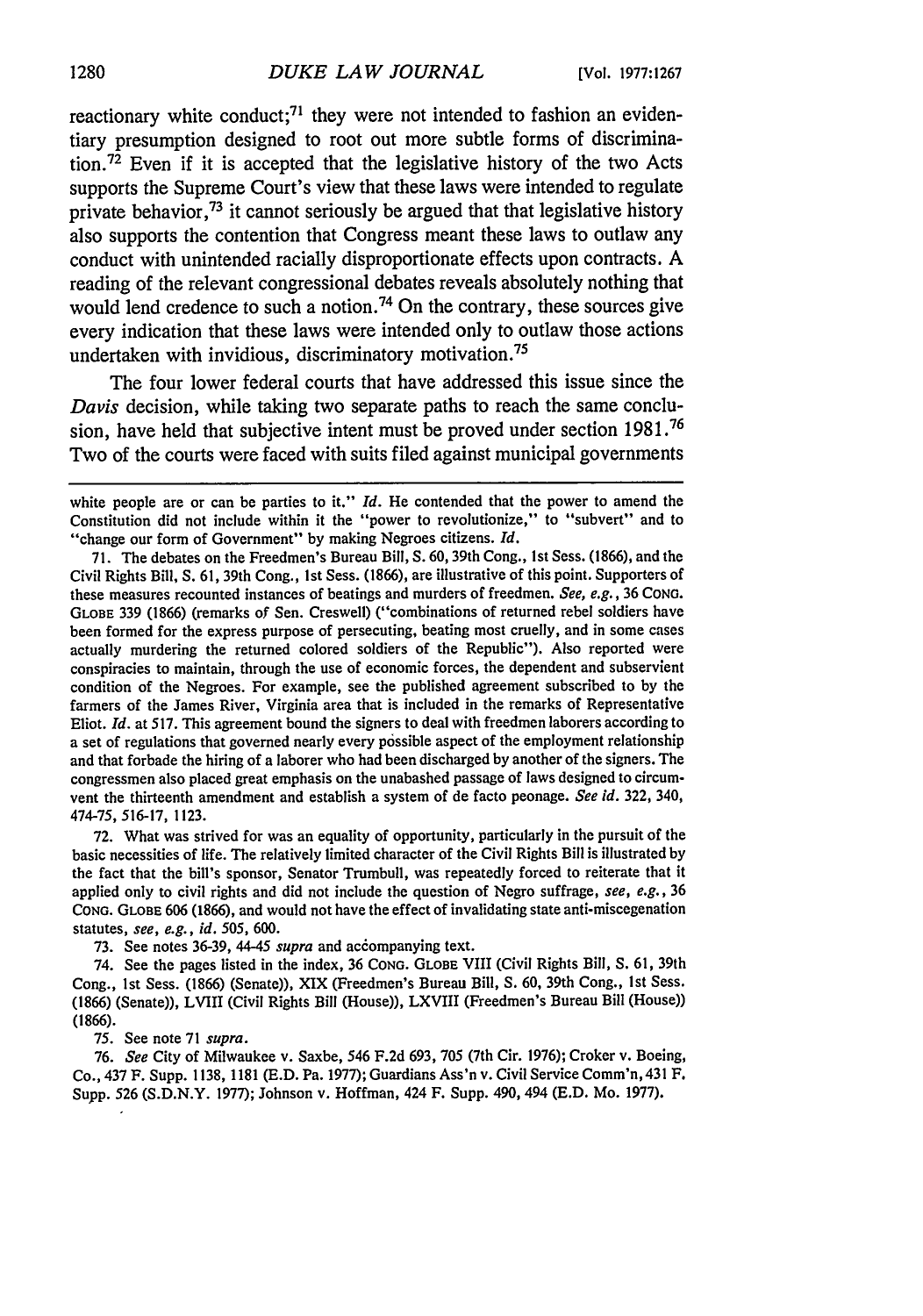reactionary white conduct;[71] they were not intended to fashion an evidentiary presumption designed to root out more subtle forms of discrimination.[72] Even if it is accepted that the legislative history of the two Acts supports the Supreme Court's view that these laws were intended to regulate private behavior,[73] it cannot seriously be argued that that legislative history also supports the contention that Congress meant these laws to outlaw any conduct with unintended racially disproportionate effects upon contracts. A reading of the relevant congressional debates reveals absolutely nothing that would lend credence to such a notion.[74] On the contrary, these sources give every indication that these laws were intended only to outlaw those actions undertaken with invidious, discriminatory motivation.[75]

The four lower federal courts that have addressed this issue since the *Davis* decision, while taking two separate paths to reach the same conclusion, have held that subjective intent must be proved under section 1981.[76] Two of the courts were faced with suits filed against municipal governments

---

white people are or can be parties to it." *Id.* He contended that the power to amend the Constitution did not include within it the "power to revolutionize," to "subvert" and to "change our form of Government" by making Negroes citizens. *Id.*

71. The debates on the Freedmen's Bureau Bill, S. 60, 39th Cong., 1st Sess. (1866), and the Civil Rights Bill, S. 61, 39th Cong., 1st Sess. (1866), are illustrative of this point. Supporters of these measures recounted instances of beatings and murders of freedmen. *See, e.g.*, 36 CONG. GLOBE 339 (1866) (remarks of Sen. Creswell) ("combinations of returned rebel soldiers have been formed for the express purpose of persecuting, beating most cruelly, and in some cases actually murdering the returned colored soldiers of the Republic"). Also reported were conspiracies to maintain, through the use of economic forces, the dependent and subservient condition of the Negroes. For example, see the published agreement subscribed to by the farmers of the James River, Virginia area that is included in the remarks of Representative Eliot. *Id.* at 517. This agreement bound the signers to deal with freedmen laborers according to a set of regulations that governed nearly every possible aspect of the employment relationship and that forbade the hiring of a laborer who had been discharged by another of the signers. The congressmen also placed great emphasis on the unabashed passage of laws designed to circumvent the thirteenth amendment and establish a system of de facto peonage. *See id.* 322, 340, 474-75, 516-17, 1123.

72. What was strived for was an equality of opportunity, particularly in the pursuit of the basic necessities of life. The relatively limited character of the Civil Rights Bill is illustrated by the fact that the bill's sponsor, Senator Trumbull, was repeatedly forced to reiterate that it applied only to civil rights and did not include the question of Negro suffrage, *see, e.g.*, 36 CONG. GLOBE 606 (1866), and would not have the effect of invalidating state anti-miscegenation statutes, *see, e.g.*, *id.* 505, 600.

73. See notes 36-39, 44-45 *supra* and accompanying text.

74. See the pages listed in the index, 36 CONG. GLOBE VIII (Civil Rights Bill, S. 61, 39th Cong., 1st Sess. (1866) (Senate)), XIX (Freedmen's Bureau Bill, S. 60, 39th Cong., 1st Sess. (1866) (Senate)), LVIII (Civil Rights Bill (House)), LXVIII (Freedmen's Bureau Bill (House)) (1866).

75. See note 71 *supra*.

76. *See* City of Milwaukee v. Saxbe, 546 F.2d 693, 705 (7th Cir. 1976); Croker v. Boeing, Co., 437 F. Supp. 1138, 1181 (E.D. Pa. 1977); Guardians Ass'n v. Civil Service Comm'n, 431 F. Supp. 526 (S.D.N.Y. 1977); Johnson v. Hoffman, 424 F. Supp. 490, 494 (E.D. Mo. 1977).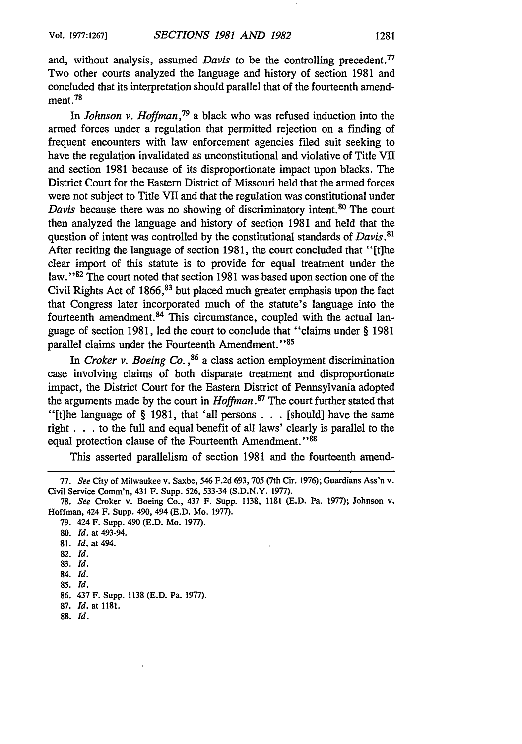and, without analysis, assumed *Davis* to be the controlling precedent.[77] Two other courts analyzed the language and history of section 1981 and concluded that its interpretation should parallel that of the fourteenth amendment.[78]

In *Johnson v. Hoffman*,[79] a black who was refused induction into the armed forces under a regulation that permitted rejection on a finding of frequent encounters with law enforcement agencies filed suit seeking to have the regulation invalidated as unconstitutional and violative of Title VII and section 1981 because of its disproportionate impact upon blacks. The District Court for the Eastern District of Missouri held that the armed forces were not subject to Title VII and that the regulation was constitutional under *Davis* because there was no showing of discriminatory intent.[80] The court then analyzed the language and history of section 1981 and held that the question of intent was controlled by the constitutional standards of *Davis*.[81] After reciting the language of section 1981, the court concluded that "[t]he clear import of this statute is to provide for equal treatment under the law."[82] The court noted that section 1981 was based upon section one of the Civil Rights Act of 1866,[83] but placed much greater emphasis upon the fact that Congress later incorporated much of the statute's language into the fourteenth amendment.[84] This circumstance, coupled with the actual language of section 1981, led the court to conclude that "claims under § 1981 parallel claims under the Fourteenth Amendment."[85]

In *Croker v. Boeing Co.*,[86] a class action employment discrimination case involving claims of both disparate treatment and disproportionate impact, the District Court for the Eastern District of Pennsylvania adopted the arguments made by the court in *Hoffman*.[87] The court further stated that "[t]he language of § 1981, that 'all persons . . . [should] have the same right . . . to the full and equal benefit of all laws' clearly is parallel to the equal protection clause of the Fourteenth Amendment."[88]

This asserted parallelism of section 1981 and the fourteenth amend-

---

77. *See* City of Milwaukee v. Saxbe, 546 F.2d 693, 705 (7th Cir. 1976); Guardians Ass'n v. Civil Service Comm'n, 431 F. Supp. 526, 533-34 (S.D.N.Y. 1977).

78. *See* Croker v. Boeing Co., 437 F. Supp. 1138, 1181 (E.D. Pa. 1977); Johnson v. Hoffman, 424 F. Supp. 490, 494 (E.D. Mo. 1977).

79. 424 F. Supp. 490 (E.D. Mo. 1977).

80. *Id.* at 493-94.

81. *Id.* at 494.

82. *Id.*

83. *Id.*

84. *Id.*

85. *Id.*

86. 437 F. Supp. 1138 (E.D. Pa. 1977).

87. *Id.* at 1181.

88. *Id.*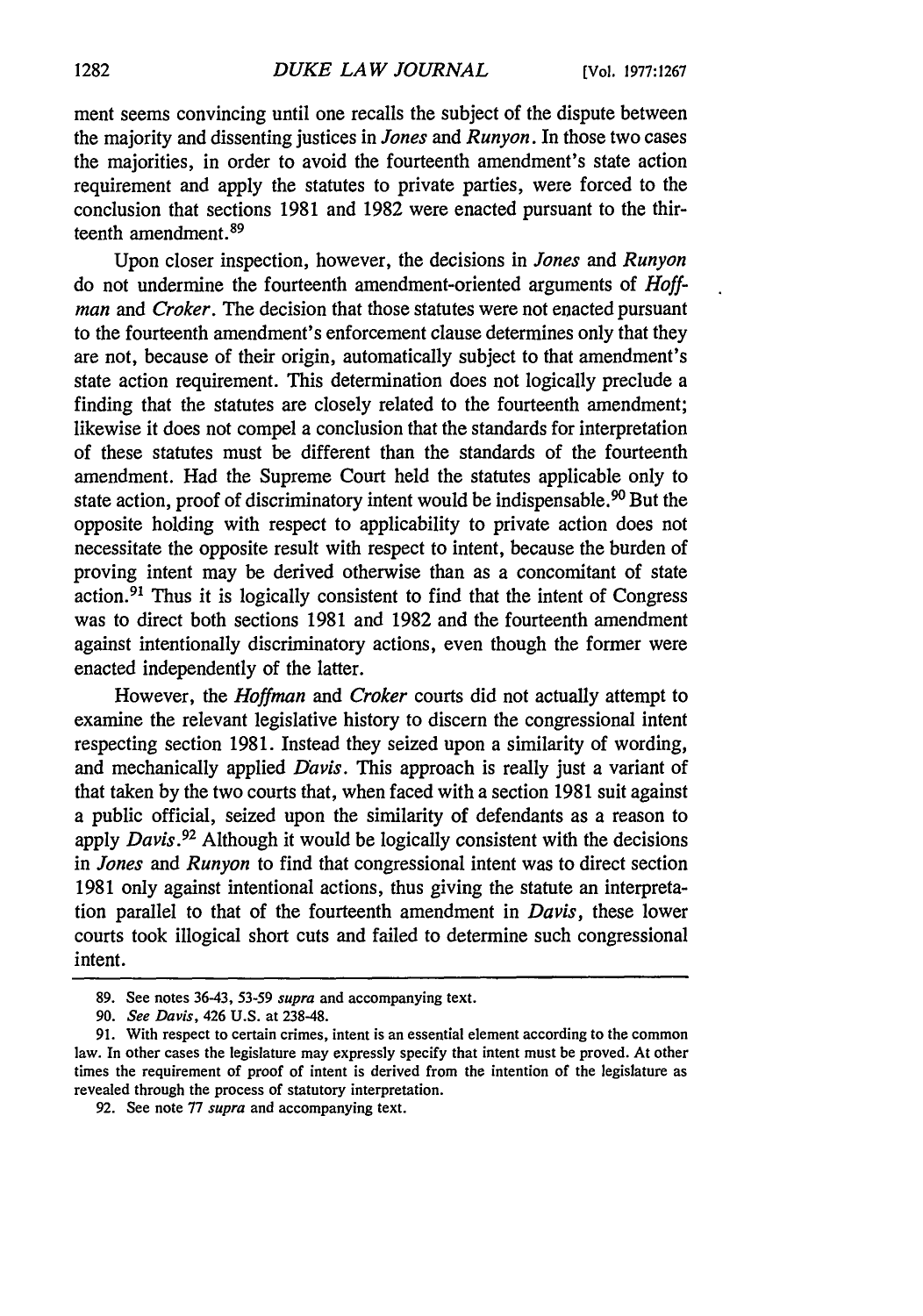ment seems convincing until one recalls the subject of the dispute between the majority and dissenting justices in *Jones* and *Runyon*. In those two cases the majorities, in order to avoid the fourteenth amendment's state action requirement and apply the statutes to private parties, were forced to the conclusion that sections 1981 and 1982 were enacted pursuant to the thirteenth amendment.[89]

Upon closer inspection, however, the decisions in *Jones* and *Runyon* do not undermine the fourteenth amendment-oriented arguments of *Hoffman* and *Croker*. The decision that those statutes were not enacted pursuant to the fourteenth amendment's enforcement clause determines only that they are not, because of their origin, automatically subject to that amendment's state action requirement. This determination does not logically preclude a finding that the statutes are closely related to the fourteenth amendment; likewise it does not compel a conclusion that the standards for interpretation of these statutes must be different than the standards of the fourteenth amendment. Had the Supreme Court held the statutes applicable only to state action, proof of discriminatory intent would be indispensable.[90] But the opposite holding with respect to applicability to private action does not necessitate the opposite result with respect to intent, because the burden of proving intent may be derived otherwise than as a concomitant of state action.[91] Thus it is logically consistent to find that the intent of Congress was to direct both sections 1981 and 1982 and the fourteenth amendment against intentionally discriminatory actions, even though the former were enacted independently of the latter.

However, the *Hoffman* and *Croker* courts did not actually attempt to examine the relevant legislative history to discern the congressional intent respecting section 1981. Instead they seized upon a similarity of wording, and mechanically applied *Davis*. This approach is really just a variant of that taken by the two courts that, when faced with a section 1981 suit against a public official, seized upon the similarity of defendants as a reason to apply *Davis*.[92] Although it would be logically consistent with the decisions in *Jones* and *Runyon* to find that congressional intent was to direct section 1981 only against intentional actions, thus giving the statute an interpretation parallel to that of the fourteenth amendment in *Davis*, these lower courts took illogical short cuts and failed to determine such congressional intent.

---

89. See notes 36-43, 53-59 *supra* and accompanying text.

90. *See Davis*, 426 U.S. at 238-48.

91. With respect to certain crimes, intent is an essential element according to the common law. In other cases the legislature may expressly specify that intent must be proved. At other times the requirement of proof of intent is derived from the intention of the legislature as revealed through the process of statutory interpretation.

92. See note 77 *supra* and accompanying text.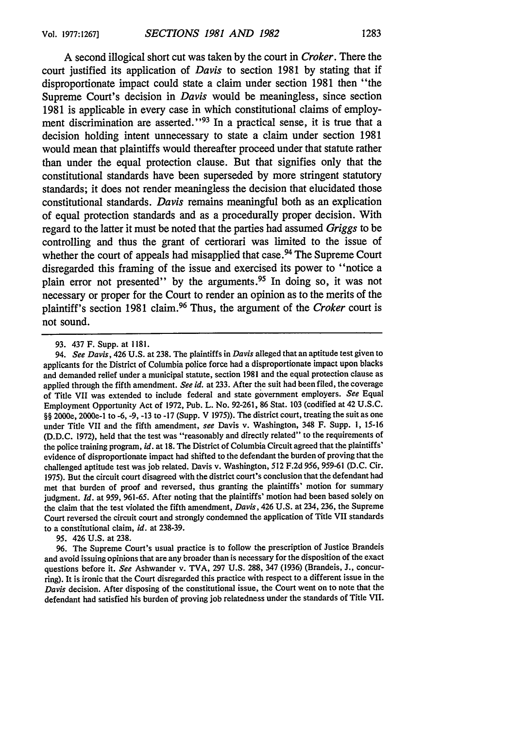A second illogical short cut was taken by the court in *Croker*. There the court justified its application of *Davis* to section 1981 by stating that if disproportionate impact could state a claim under section 1981 then "the Supreme Court's decision in *Davis* would be meaningless, since section 1981 is applicable in every case in which constitutional claims of employment discrimination are asserted."[93] In a practical sense, it is true that a decision holding intent unnecessary to state a claim under section 1981 would mean that plaintiffs would thereafter proceed under that statute rather than under the equal protection clause. But that signifies only that the constitutional standards have been superseded by more stringent statutory standards; it does not render meaningless the decision that elucidated those constitutional standards. *Davis* remains meaningful both as an explication of equal protection standards and as a procedurally proper decision. With regard to the latter it must be noted that the parties had assumed *Griggs* to be controlling and thus the grant of certiorari was limited to the issue of whether the court of appeals had misapplied that case.[94] The Supreme Court disregarded this framing of the issue and exercised its power to "notice a plain error not presented" by the arguments.[95] In doing so, it was not necessary or proper for the Court to render an opinion as to the merits of the plaintiff's section 1981 claim.[96] Thus, the argument of the *Croker* court is not sound.

---

93. 437 F. Supp. at 1181.

94. *See Davis*, 426 U.S. at 238. The plaintiffs in *Davis* alleged that an aptitude test given to applicants for the District of Columbia police force had a disproportionate impact upon blacks and demanded relief under a municipal statute, section 1981 and the equal protection clause as applied through the fifth amendment. *See id.* at 233. After the suit had been filed, the coverage of Title VII was extended to include federal and state government employers. *See* Equal Employment Opportunity Act of 1972, Pub. L. No. 92-261, 86 Stat. 103 (codified at 42 U.S.C. §§ 2000e, 2000e-1 to -6, -9, -13 to -17 (Supp. V 1975)). The district court, treating the suit as one under Title VII and the fifth amendment, *see* Davis v. Washington, 348 F. Supp. 1, 15-16 (D.D.C. 1972), held that the test was "reasonably and directly related" to the requirements of the police training program, *id.* at 18. The District of Columbia Circuit agreed that the plaintiffs' evidence of disproportionate impact had shifted to the defendant the burden of proving that the challenged aptitude test was job related. Davis v. Washington, 512 F.2d 956, 959-61 (D.C. Cir. 1975). But the circuit court disagreed with the district court's conclusion that the defendant had met that burden of proof and reversed, thus granting the plaintiffs' motion for summary judgment. *Id.* at 959, 961-65. After noting that the plaintiffs' motion had been based solely on the claim that the test violated the fifth amendment, *Davis*, 426 U.S. at 234, 236, the Supreme Court reversed the circuit court and strongly condemned the application of Title VII standards to a constitutional claim, *id.* at 238-39.

95. 426 U.S. at 238.

96. The Supreme Court's usual practice is to follow the prescription of Justice Brandeis and avoid issuing opinions that are any broader than is necessary for the disposition of the exact questions before it. *See* Ashwander v. TVA, 297 U.S. 288, 347 (1936) (Brandeis, J., concurring). It is ironic that the Court disregarded this practice with respect to a different issue in the *Davis* decision. After disposing of the constitutional issue, the Court went on to note that the defendant had satisfied his burden of proving job relatedness under the standards of Title VII.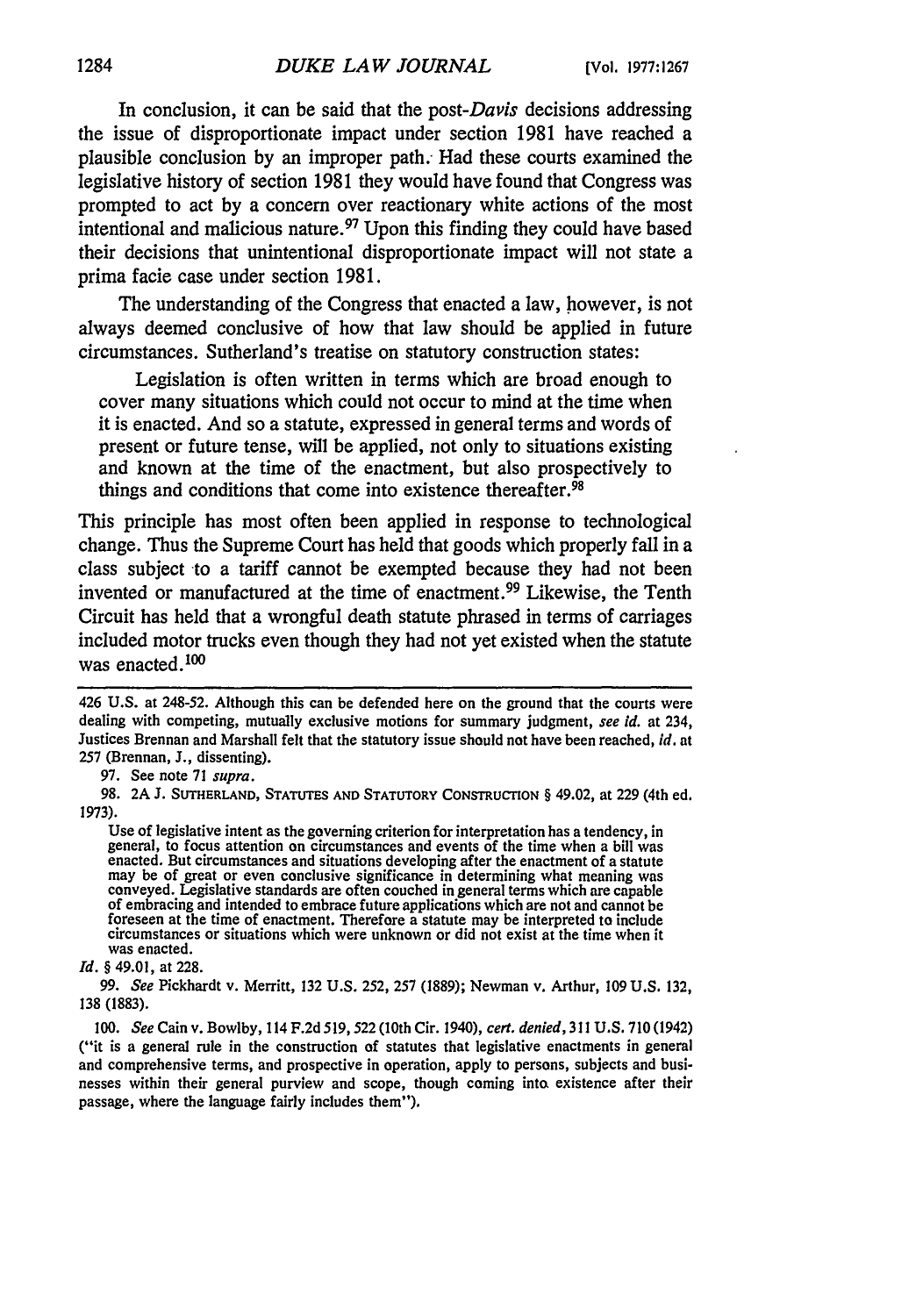In conclusion, it can be said that the post-*Davis* decisions addressing the issue of disproportionate impact under section 1981 have reached a plausible conclusion by an improper path. Had these courts examined the legislative history of section 1981 they would have found that Congress was prompted to act by a concern over reactionary white actions of the most intentional and malicious nature.[97] Upon this finding they could have based their decisions that unintentional disproportionate impact will not state a prima facie case under section 1981.

The understanding of the Congress that enacted a law, however, is not always deemed conclusive of how that law should be applied in future circumstances. Sutherland's treatise on statutory construction states:

> Legislation is often written in terms which are broad enough to cover many situations which could not occur to mind at the time when it is enacted. And so a statute, expressed in general terms and words of present or future tense, will be applied, not only to situations existing and known at the time of the enactment, but also prospectively to things and conditions that come into existence thereafter.[98]

This principle has most often been applied in response to technological change. Thus the Supreme Court has held that goods which properly fall in a class subject to a tariff cannot be exempted because they had not been invented or manufactured at the time of enactment.[99] Likewise, the Tenth Circuit has held that a wrongful death statute phrased in terms of carriages included motor trucks even though they had not yet existed when the statute was enacted.[100]

---

426 U.S. at 248-52. Although this can be defended here on the ground that the courts were dealing with competing, mutually exclusive motions for summary judgment, *see id.* at 234, Justices Brennan and Marshall felt that the statutory issue should not have been reached, *id.* at 257 (Brennan, J., dissenting).

97. See note 71 *supra*.

98. 2A J. SUTHERLAND, STATUTES AND STATUTORY CONSTRUCTION § 49.02, at 229 (4th ed. 1973).

> Use of legislative intent as the governing criterion for interpretation has a tendency, in general, to focus attention on circumstances and events of the time when a bill was enacted. But circumstances and situations developing after the enactment of a statute may be of great or even conclusive significance in determining what meaning was conveyed. Legislative standards are often couched in general terms which are capable of embracing and intended to embrace future applications which are not and cannot be foreseen at the time of enactment. Therefore a statute may be interpreted to include circumstances or situations which were unknown or did not exist at the time when it was enacted.

*Id.* § 49.01, at 228.

99. *See* Pickhardt v. Merritt, 132 U.S. 252, 257 (1889); Newman v. Arthur, 109 U.S. 132, 138 (1883).

100. *See* Cain v. Bowlby, 114 F.2d 519, 522 (10th Cir. 1940), *cert. denied*, 311 U.S. 710 (1942) ("it is a general rule in the construction of statutes that legislative enactments in general and comprehensive terms, and prospective in operation, apply to persons, subjects and businesses within their general purview and scope, though coming into existence after their passage, where the language fairly includes them").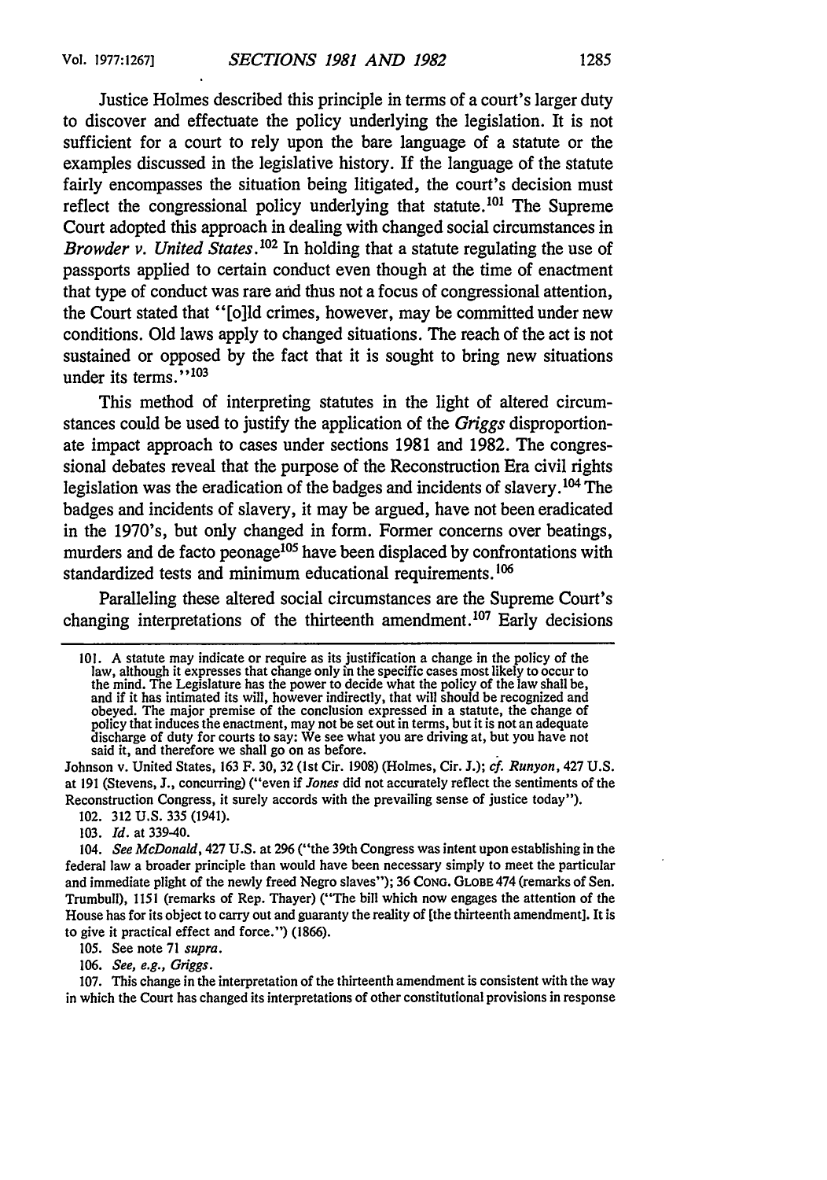Justice Holmes described this principle in terms of a court's larger duty to discover and effectuate the policy underlying the legislation. It is not sufficient for a court to rely upon the bare language of a statute or the examples discussed in the legislative history. If the language of the statute fairly encompasses the situation being litigated, the court's decision must reflect the congressional policy underlying that statute.[101] The Supreme Court adopted this approach in dealing with changed social circumstances in *Browder v. United States*.[102] In holding that a statute regulating the use of passports applied to certain conduct even though at the time of enactment that type of conduct was rare and thus not a focus of congressional attention, the Court stated that "[o]ld crimes, however, may be committed under new conditions. Old laws apply to changed situations. The reach of the act is not sustained or opposed by the fact that it is sought to bring new situations under its terms."[103]

This method of interpreting statutes in the light of altered circumstances could be used to justify the application of the *Griggs* disproportionate impact approach to cases under sections 1981 and 1982. The congressional debates reveal that the purpose of the Reconstruction Era civil rights legislation was the eradication of the badges and incidents of slavery.[104] The badges and incidents of slavery, it may be argued, have not been eradicated in the 1970's, but only changed in form. Former concerns over beatings, murders and de facto peonage[105] have been displaced by confrontations with standardized tests and minimum educational requirements.[106]

Paralleling these altered social circumstances are the Supreme Court's changing interpretations of the thirteenth amendment.[107] Early decisions

---

101. A statute may indicate or require as its justification a change in the policy of the law, although it expresses that change only in the specific cases most likely to occur to the mind. The Legislature has the power to decide what the policy of the law shall be, and if it has intimated its will, however indirectly, that will should be recognized and obeyed. The major premise of the conclusion expressed in a statute, the change of policy that induces the enactment, may not be set out in terms, but it is not an adequate discharge of duty for courts to say: We see what you are driving at, but you have not said it, and therefore we shall go on as before.

Johnson v. United States, 163 F. 30, 32 (1st Cir. 1908) (Holmes, Cir. J.); *cf. Runyon*, 427 U.S. at 191 (Stevens, J., concurring) ("even if *Jones* did not accurately reflect the sentiments of the Reconstruction Congress, it surely accords with the prevailing sense of justice today").

102. 312 U.S. 335 (1941).

103. *Id.* at 339-40.

104. *See McDonald*, 427 U.S. at 296 ("the 39th Congress was intent upon establishing in the federal law a broader principle than would have been necessary simply to meet the particular and immediate plight of the newly freed Negro slaves"); 36 CONG. GLOBE 474 (remarks of Sen. Trumbull), 1151 (remarks of Rep. Thayer) ("The bill which now engages the attention of the House has for its object to carry out and guaranty the reality of [the thirteenth amendment]. It is to give it practical effect and force.") (1866).

105. See note 71 *supra*.

106. *See, e.g., Griggs*.

107. This change in the interpretation of the thirteenth amendment is consistent with the way in which the Court has changed its interpretations of other constitutional provisions in response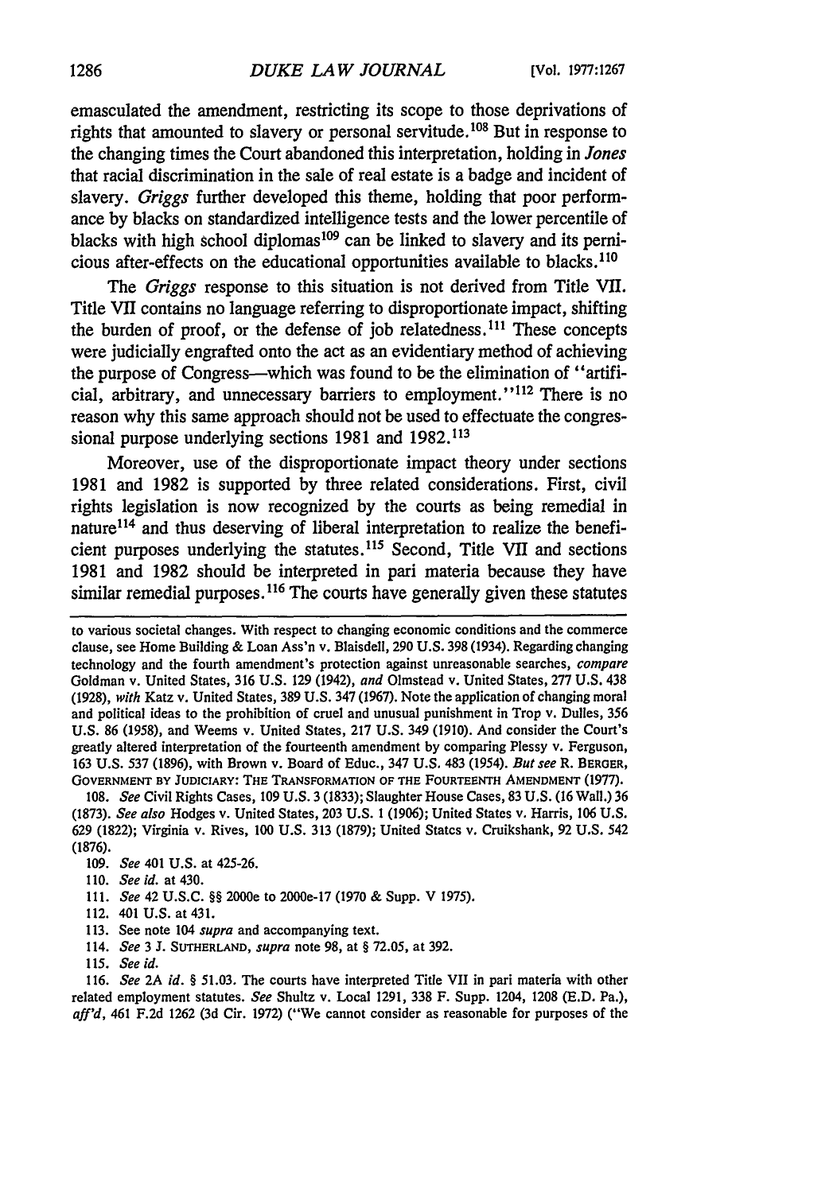emasculated the amendment, restricting its scope to those deprivations of rights that amounted to slavery or personal servitude.[108] But in response to the changing times the Court abandoned this interpretation, holding in *Jones* that racial discrimination in the sale of real estate is a badge and incident of slavery. *Griggs* further developed this theme, holding that poor performance by blacks on standardized intelligence tests and the lower percentile of blacks with high school diplomas[109] can be linked to slavery and its pernicious after-effects on the educational opportunities available to blacks.[110]

The *Griggs* response to this situation is not derived from Title VII. Title VII contains no language referring to disproportionate impact, shifting the burden of proof, or the defense of job relatedness.[111] These concepts were judicially engrafted onto the act as an evidentiary method of achieving the purpose of Congress—which was found to be the elimination of "artificial, arbitrary, and unnecessary barriers to employment."[112] There is no reason why this same approach should not be used to effectuate the congressional purpose underlying sections 1981 and 1982.[113]

Moreover, use of the disproportionate impact theory under sections 1981 and 1982 is supported by three related considerations. First, civil rights legislation is now recognized by the courts as being remedial in nature[114] and thus deserving of liberal interpretation to realize the beneficient purposes underlying the statutes.[115] Second, Title VII and sections 1981 and 1982 should be interpreted in pari materia because they have similar remedial purposes.[116] The courts have generally given these statutes

---

to various societal changes. With respect to changing economic conditions and the commerce clause, see Home Building & Loan Ass'n v. Blaisdell, 290 U.S. 398 (1934). Regarding changing technology and the fourth amendment's protection against unreasonable searches, *compare* Goldman v. United States, 316 U.S. 129 (1942), *and* Olmstead v. United States, 277 U.S. 438 (1928), *with* Katz v. United States, 389 U.S. 347 (1967). Note the application of changing moral and political ideas to the prohibition of cruel and unusual punishment in Trop v. Dulles, 356 U.S. 86 (1958), and Weems v. United States, 217 U.S. 349 (1910). And consider the Court's greatly altered interpretation of the fourteenth amendment by comparing Plessy v. Ferguson, 163 U.S. 537 (1896), with Brown v. Board of Educ., 347 U.S. 483 (1954). *But see* R. BERGER, GOVERNMENT BY JUDICIARY: THE TRANSFORMATION OF THE FOURTEENTH AMENDMENT (1977).

108. *See* Civil Rights Cases, 109 U.S. 3 (1833); Slaughter House Cases, 83 U.S. (16 Wall.) 36 (1873). *See also* Hodges v. United States, 203 U.S. 1 (1906); United States v. Harris, 106 U.S. 629 (1822); Virginia v. Rives, 100 U.S. 313 (1879); United States v. Cruikshank, 92 U.S. 542 (1876).

109. *See* 401 U.S. at 425-26.

110. *See id.* at 430.

111. *See* 42 U.S.C. §§ 2000e to 2000e-17 (1970 & Supp. V 1975).

112. 401 U.S. at 431.

113. See note 104 *supra* and accompanying text.

114. *See* 3 J. SUTHERLAND, *supra* note 98, at § 72.05, at 392.

115. *See id.*

116. *See* 2A *id.* § 51.03. The courts have interpreted Title VII in pari materia with other related employment statutes. *See* Shultz v. Local 1291, 338 F. Supp. 1204, 1208 (E.D. Pa.), *aff'd*, 461 F.2d 1262 (3d Cir. 1972) ("We cannot consider as reasonable for purposes of the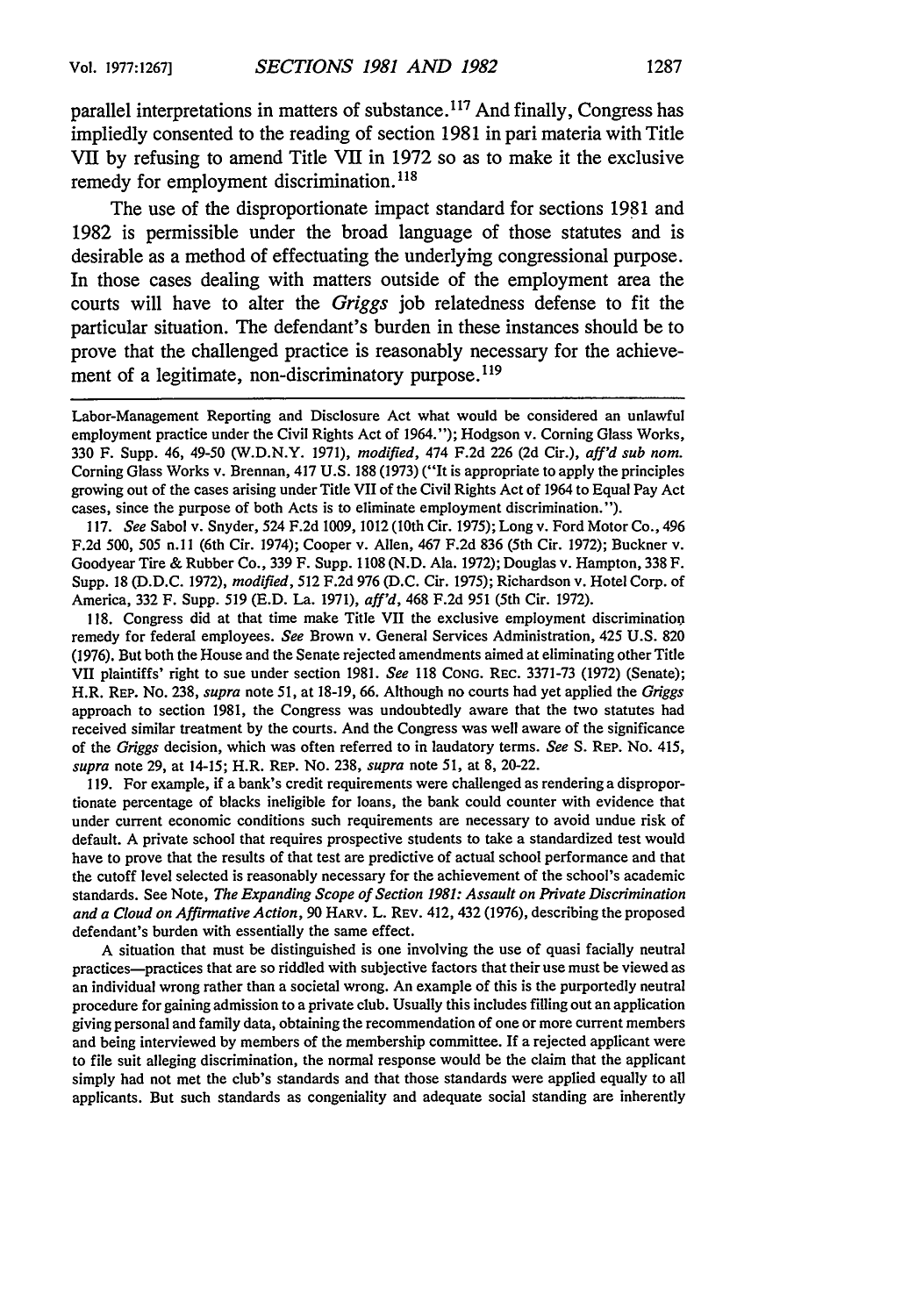parallel interpretations in matters of substance.[117] And finally, Congress has impliedly consented to the reading of section 1981 in pari materia with Title VII by refusing to amend Title VII in 1972 so as to make it the exclusive remedy for employment discrimination.[118]

The use of the disproportionate impact standard for sections 1981 and 1982 is permissible under the broad language of those statutes and is desirable as a method of effectuating the underlying congressional purpose. In those cases dealing with matters outside of the employment area the courts will have to alter the *Griggs* job relatedness defense to fit the particular situation. The defendant's burden in these instances should be to prove that the challenged practice is reasonably necessary for the achievement of a legitimate, non-discriminatory purpose.[119]

---

Labor-Management Reporting and Disclosure Act what would be considered an unlawful employment practice under the Civil Rights Act of 1964."); Hodgson v. Corning Glass Works, 330 F. Supp. 46, 49-50 (W.D.N.Y. 1971), *modified*, 474 F.2d 226 (2d Cir.), *aff'd sub nom.* Corning Glass Works v. Brennan, 417 U.S. 188 (1973) ("It is appropriate to apply the principles growing out of the cases arising under Title VII of the Civil Rights Act of 1964 to Equal Pay Act cases, since the purpose of both Acts is to eliminate employment discrimination.").

117. *See* Sabol v. Snyder, 524 F.2d 1009, 1012 (10th Cir. 1975); Long v. Ford Motor Co., 496 F.2d 500, 505 n.11 (6th Cir. 1974); Cooper v. Allen, 467 F.2d 836 (5th Cir. 1972); Buckner v. Goodyear Tire & Rubber Co., 339 F. Supp. 1108 (N.D. Ala. 1972); Douglas v. Hampton, 338 F. Supp. 18 (D.D.C. 1972), *modified*, 512 F.2d 976 (D.C. Cir. 1975); Richardson v. Hotel Corp. of America, 332 F. Supp. 519 (E.D. La. 1971), *aff'd*, 468 F.2d 951 (5th Cir. 1972).

118. Congress did at that time make Title VII the exclusive employment discrimination remedy for federal employees. *See* Brown v. General Services Administration, 425 U.S. 820 (1976). But both the House and the Senate rejected amendments aimed at eliminating other Title VII plaintiffs' right to sue under section 1981. *See* 118 CONG. REC. 3371-73 (1972) (Senate); H.R. REP. NO. 238, *supra* note 51, at 18-19, 66. Although no courts had yet applied the *Griggs* approach to section 1981, the Congress was undoubtedly aware that the two statutes had received similar treatment by the courts. And the Congress was well aware of the significance of the *Griggs* decision, which was often referred to in laudatory terms. *See* S. REP. NO. 415, *supra* note 29, at 14-15; H.R. REP. NO. 238, *supra* note 51, at 8, 20-22.

119. For example, if a bank's credit requirements were challenged as rendering a disproportionate percentage of blacks ineligible for loans, the bank could counter with evidence that under current economic conditions such requirements are necessary to avoid undue risk of default. A private school that requires prospective students to take a standardized test would have to prove that the results of that test are predictive of actual school performance and that the cutoff level selected is reasonably necessary for the achievement of the school's academic standards. See Note, *The Expanding Scope of Section 1981: Assault on Private Discrimination and a Cloud on Affirmative Action*, 90 HARV. L. REV. 412, 432 (1976), describing the proposed defendant's burden with essentially the same effect.

A situation that must be distinguished is one involving the use of quasi facially neutral practices—practices that are so riddled with subjective factors that their use must be viewed as an individual wrong rather than a societal wrong. An example of this is the purportedly neutral procedure for gaining admission to a private club. Usually this includes filling out an application giving personal and family data, obtaining the recommendation of one or more current members and being interviewed by members of the membership committee. If a rejected applicant were to file suit alleging discrimination, the normal response would be the claim that the applicant simply had not met the club's standards and that those standards were applied equally to all applicants. But such standards as congeniality and adequate social standing are inherently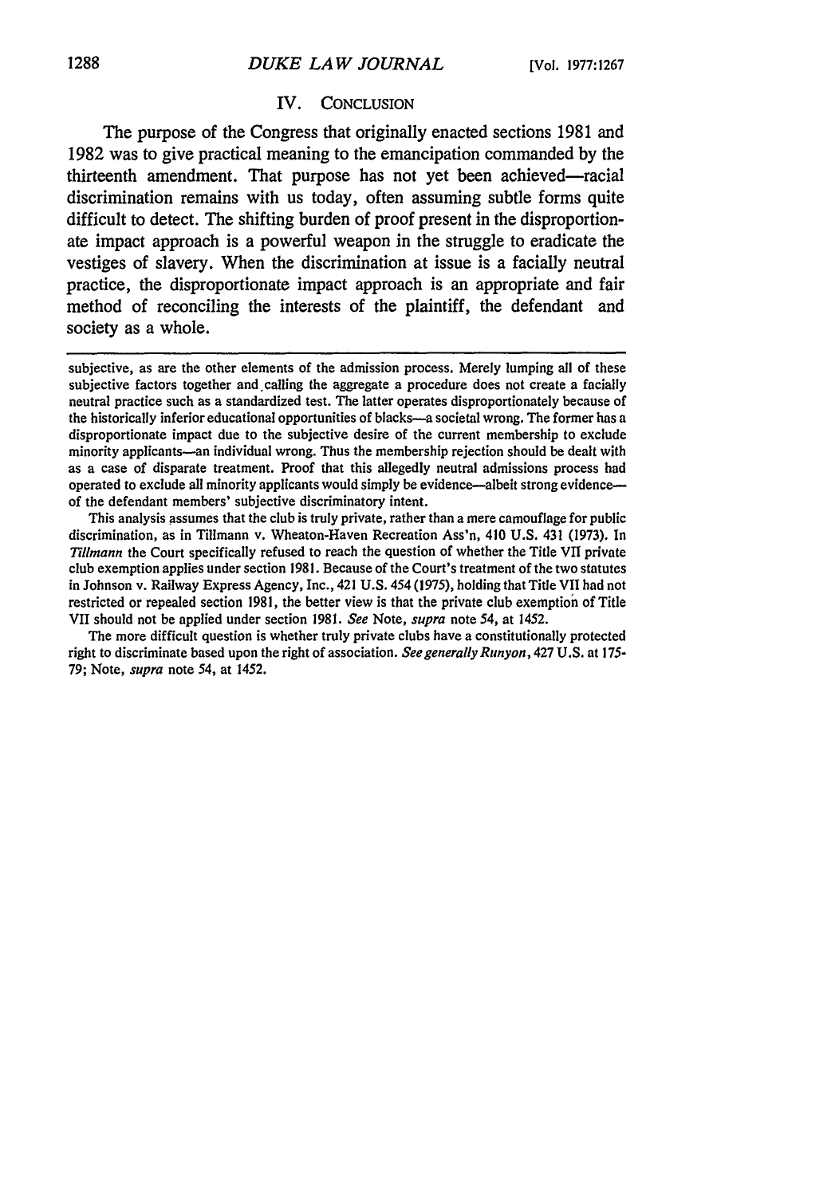## IV. CONCLUSION

The purpose of the Congress that originally enacted sections 1981 and 1982 was to give practical meaning to the emancipation commanded by the thirteenth amendment. That purpose has not yet been achieved—racial discrimination remains with us today, often assuming subtle forms quite difficult to detect. The shifting burden of proof present in the disproportionate impact approach is a powerful weapon in the struggle to eradicate the vestiges of slavery. When the discrimination at issue is a facially neutral practice, the disproportionate impact approach is an appropriate and fair method of reconciling the interests of the plaintiff, the defendant and society as a whole.

---

subjective, as are the other elements of the admission process. Merely lumping all of these subjective factors together and calling the aggregate a procedure does not create a facially neutral practice such as a standardized test. The latter operates disproportionately because of the historically inferior educational opportunities of blacks—a societal wrong. The former has a disproportionate impact due to the subjective desire of the current membership to exclude minority applicants—an individual wrong. Thus the membership rejection should be dealt with as a case of disparate treatment. Proof that this allegedly neutral admissions process had operated to exclude all minority applicants would simply be evidence—albeit strong evidence—of the defendant members' subjective discriminatory intent.

This analysis assumes that the club is truly private, rather than a mere camouflage for public discrimination, as in Tillmann v. Wheaton-Haven Recreation Ass'n, 410 U.S. 431 (1973). In *Tillmann* the Court specifically refused to reach the question of whether the Title VII private club exemption applies under section 1981. Because of the Court's treatment of the two statutes in Johnson v. Railway Express Agency, Inc., 421 U.S. 454 (1975), holding that Title VII had not restricted or repealed section 1981, the better view is that the private club exemption of Title VII should not be applied under section 1981. *See* Note, *supra* note 54, at 1452.

The more difficult question is whether truly private clubs have a constitutionally protected right to discriminate based upon the right of association. *See generally Runyon*, 427 U.S. at 175-79; Note, *supra* note 54, at 1452.